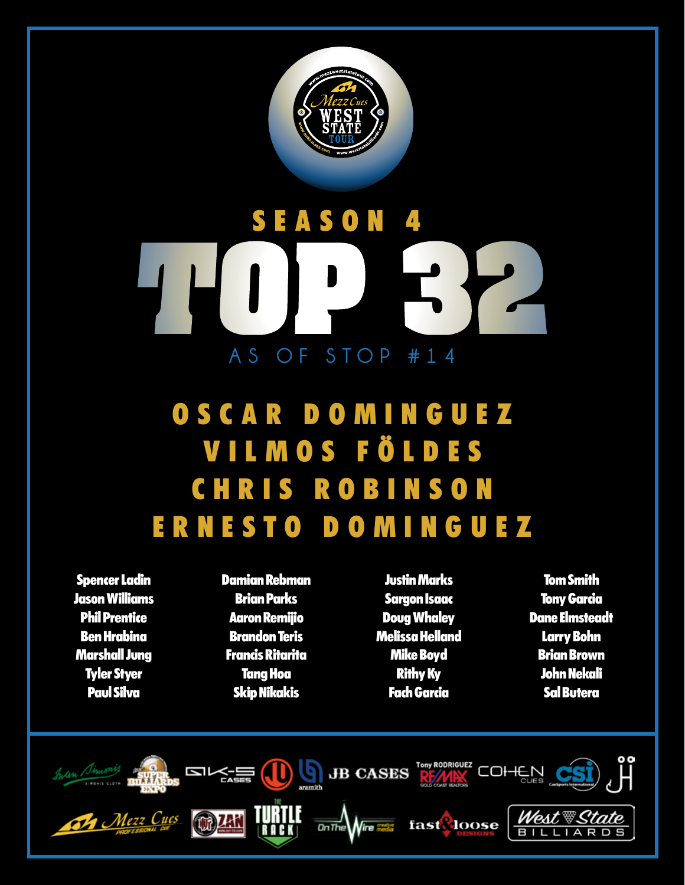## SEASON 4

# TOP 32

AS OF STOP #14

## OSCAR DOMINGUEZ
## VILMOS FÖLDES
## CHRIS ROBINSON
## ERNESTO DOMINGUEZ

Spencer Ladin
Jason Williams
Phil Prentice
Ben Hrabina
Marshall Jung
Tyler Styer
Paul Silva

Damian Rebman
Brian Parks
Aaron Remijio
Brandon Teris
Francis Ritarita
Tang Hoa
Skip Nikakis

Justin Marks
Sargon Isaac
Doug Whaley
Melissa Helland
Mike Boyd
Rithy Ky
Fach Garcia

Tom Smith
Tony Garcia
Dane Elmsteadt
Larry Bohn
Brian Brown
John Nekali
Sal Butera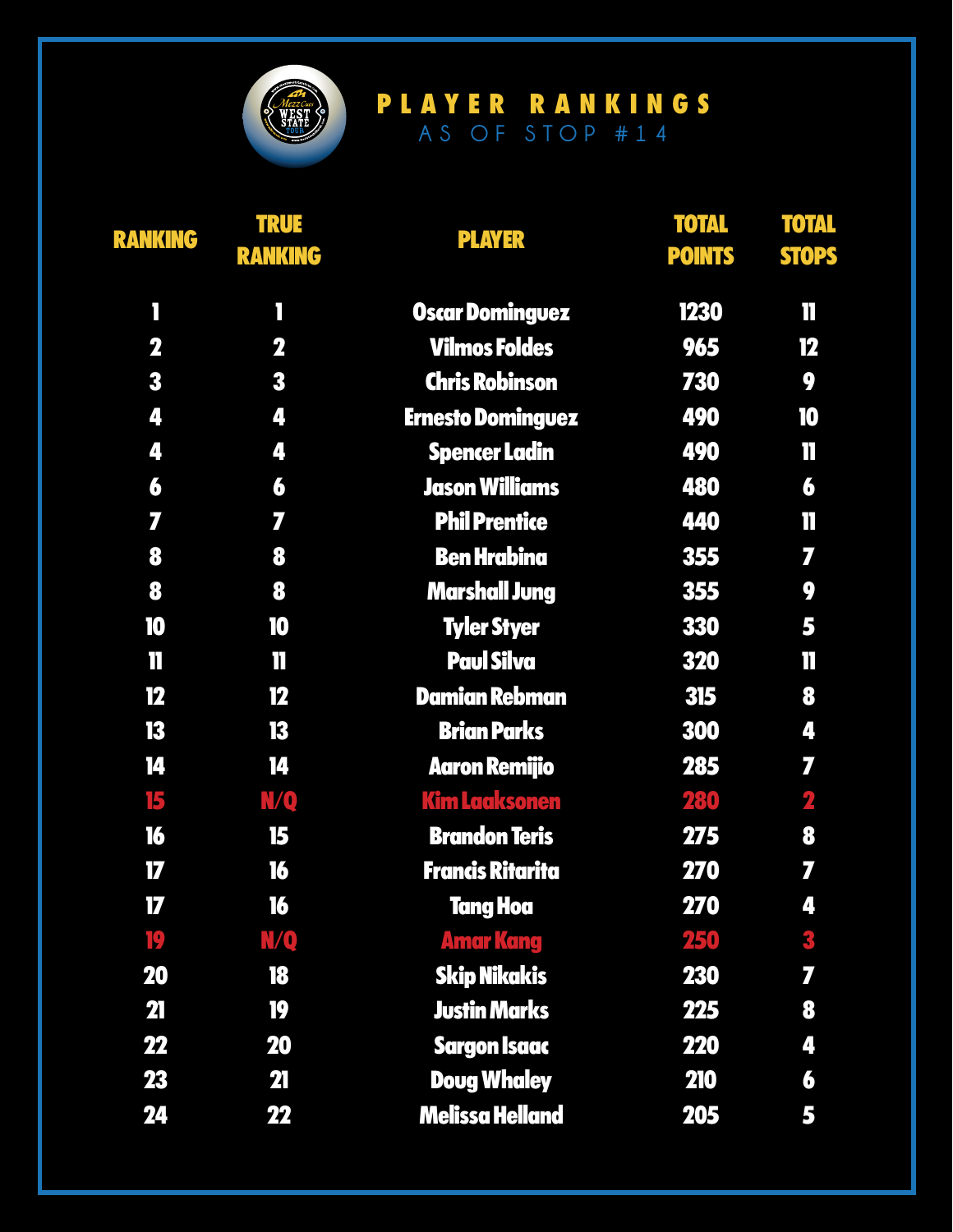# PLAYER RANKINGS

## AS OF STOP #14

| RANKING | TRUE RANKING | PLAYER | TOTAL POINTS | TOTAL STOPS |
|---|---|---|---|---|
| 1 | 1 | Oscar Dominguez | 1230 | 11 |
| 2 | 2 | Vilmos Foldes | 965 | 12 |
| 3 | 3 | Chris Robinson | 730 | 9 |
| 4 | 4 | Ernesto Dominguez | 490 | 10 |
| 4 | 4 | Spencer Ladin | 490 | 11 |
| 6 | 6 | Jason Williams | 480 | 6 |
| 7 | 7 | Phil Prentice | 440 | 11 |
| 8 | 8 | Ben Hrabina | 355 | 7 |
| 8 | 8 | Marshall Jung | 355 | 9 |
| 10 | 10 | Tyler Styer | 330 | 5 |
| 11 | 11 | Paul Silva | 320 | 11 |
| 12 | 12 | Damian Rebman | 315 | 8 |
| 13 | 13 | Brian Parks | 300 | 4 |
| 14 | 14 | Aaron Remijio | 285 | 7 |
| 15 | N/Q | Kim Laaksonen | 280 | 2 |
| 16 | 15 | Brandon Teris | 275 | 8 |
| 17 | 16 | Francis Ritarita | 270 | 7 |
| 17 | 16 | Tang Hoa | 270 | 4 |
| 19 | N/Q | Amar Kang | 250 | 3 |
| 20 | 18 | Skip Nikakis | 230 | 7 |
| 21 | 19 | Justin Marks | 225 | 8 |
| 22 | 20 | Sargon Isaac | 220 | 4 |
| 23 | 21 | Doug Whaley | 210 | 6 |
| 24 | 22 | Melissa Helland | 205 | 5 |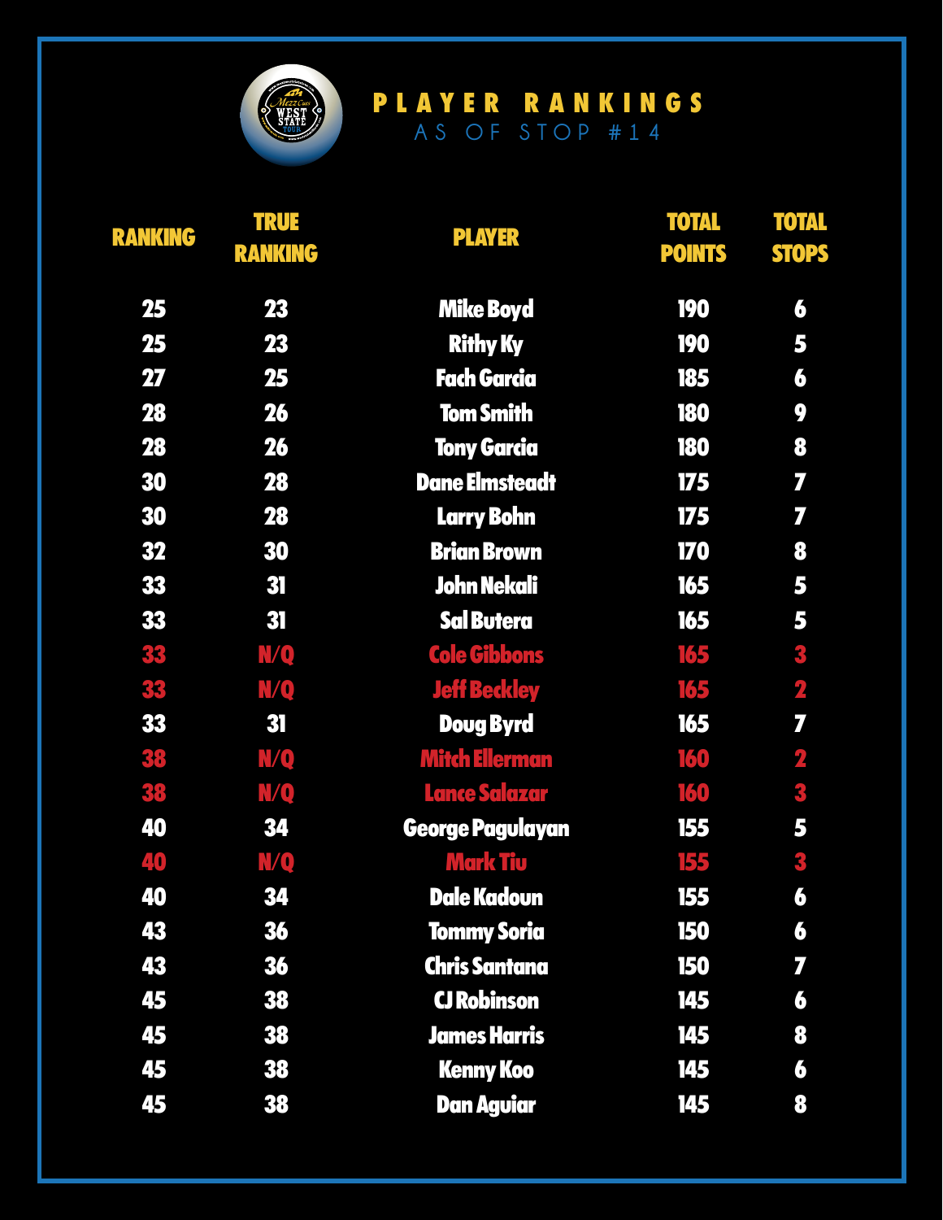# PLAYER RANKINGS

## AS OF STOP #14

| RANKING | TRUE RANKING | PLAYER | TOTAL POINTS | TOTAL STOPS |
|---|---|---|---|---|
| 25 | 23 | Mike Boyd | 190 | 6 |
| 25 | 23 | Rithy Ky | 190 | 5 |
| 27 | 25 | Fach Garcia | 185 | 6 |
| 28 | 26 | Tom Smith | 180 | 9 |
| 28 | 26 | Tony Garcia | 180 | 8 |
| 30 | 28 | Dane Elmsteadt | 175 | 7 |
| 30 | 28 | Larry Bohn | 175 | 7 |
| 32 | 30 | Brian Brown | 170 | 8 |
| 33 | 31 | John Nekali | 165 | 5 |
| 33 | 31 | Sal Butera | 165 | 5 |
| 33 | N/Q | Cole Gibbons | 165 | 3 |
| 33 | N/Q | Jeff Beckley | 165 | 2 |
| 33 | 31 | Doug Byrd | 165 | 7 |
| 38 | N/Q | Mitch Ellerman | 160 | 2 |
| 38 | N/Q | Lance Salazar | 160 | 3 |
| 40 | 34 | George Pagulayan | 155 | 5 |
| 40 | N/Q | Mark Tiu | 155 | 3 |
| 40 | 34 | Dale Kadoun | 155 | 6 |
| 43 | 36 | Tommy Soria | 150 | 6 |
| 43 | 36 | Chris Santana | 150 | 7 |
| 45 | 38 | CJ Robinson | 145 | 6 |
| 45 | 38 | James Harris | 145 | 8 |
| 45 | 38 | Kenny Koo | 145 | 6 |
| 45 | 38 | Dan Aguiar | 145 | 8 |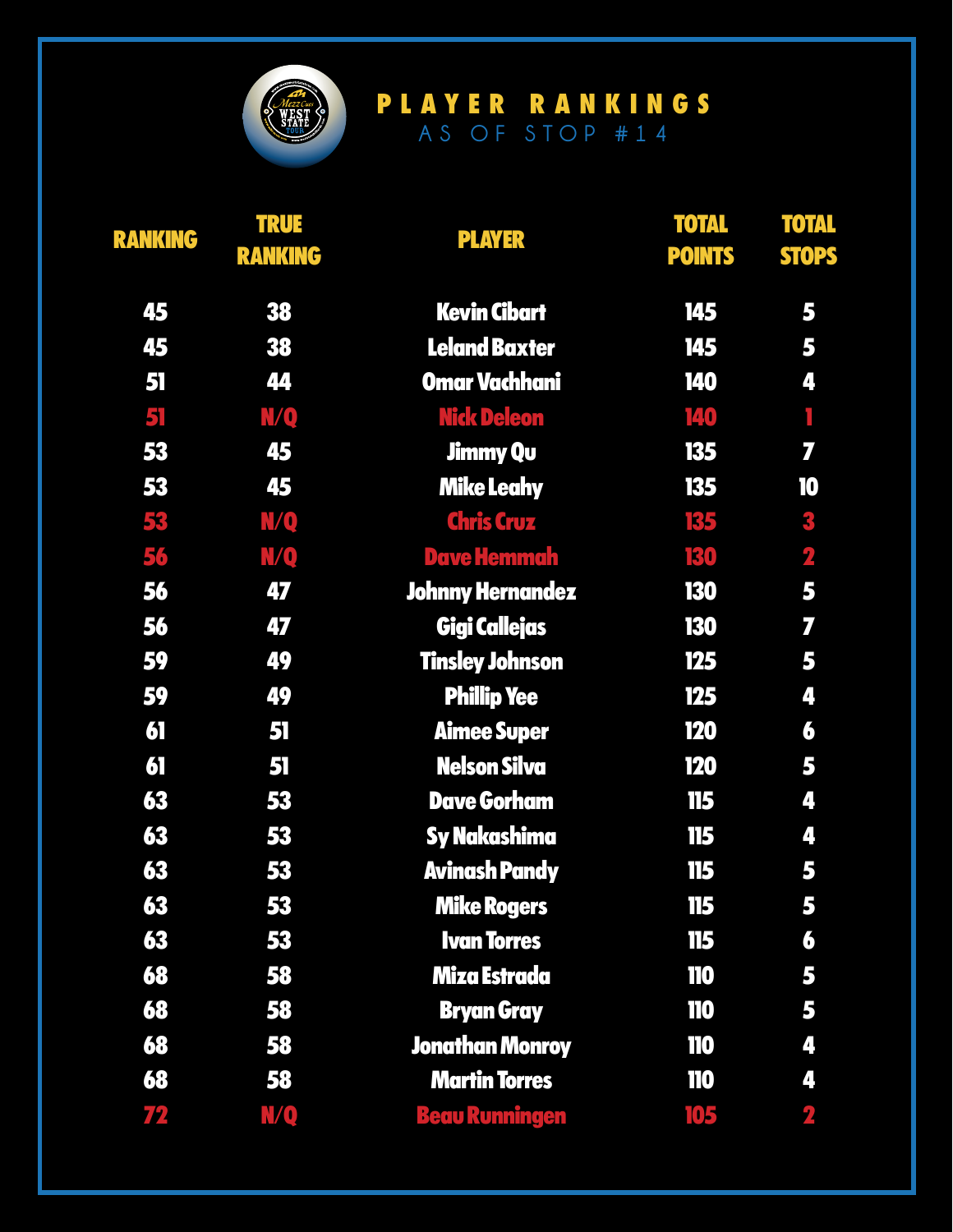# PLAYER RANKINGS

## AS OF STOP #14

| RANKING | TRUE RANKING | PLAYER | TOTAL POINTS | TOTAL STOPS |
|---|---|---|---|---|
| 45 | 38 | Kevin Cibart | 145 | 5 |
| 45 | 38 | Leland Baxter | 145 | 5 |
| 51 | 44 | Omar Vachhani | 140 | 4 |
| 51 | N/Q | Nick Deleon | 140 | 1 |
| 53 | 45 | Jimmy Qu | 135 | 7 |
| 53 | 45 | Mike Leahy | 135 | 10 |
| 53 | N/Q | Chris Cruz | 135 | 3 |
| 56 | N/Q | Dave Hemmah | 130 | 2 |
| 56 | 47 | Johnny Hernandez | 130 | 5 |
| 56 | 47 | Gigi Callejas | 130 | 7 |
| 59 | 49 | Tinsley Johnson | 125 | 5 |
| 59 | 49 | Phillip Yee | 125 | 4 |
| 61 | 51 | Aimee Super | 120 | 6 |
| 61 | 51 | Nelson Silva | 120 | 5 |
| 63 | 53 | Dave Gorham | 115 | 4 |
| 63 | 53 | Sy Nakashima | 115 | 4 |
| 63 | 53 | Avinash Pandy | 115 | 5 |
| 63 | 53 | Mike Rogers | 115 | 5 |
| 63 | 53 | Ivan Torres | 115 | 6 |
| 68 | 58 | Miza Estrada | 110 | 5 |
| 68 | 58 | Bryan Gray | 110 | 5 |
| 68 | 58 | Jonathan Monroy | 110 | 4 |
| 68 | 58 | Martin Torres | 110 | 4 |
| 72 | N/Q | Beau Runningen | 105 | 2 |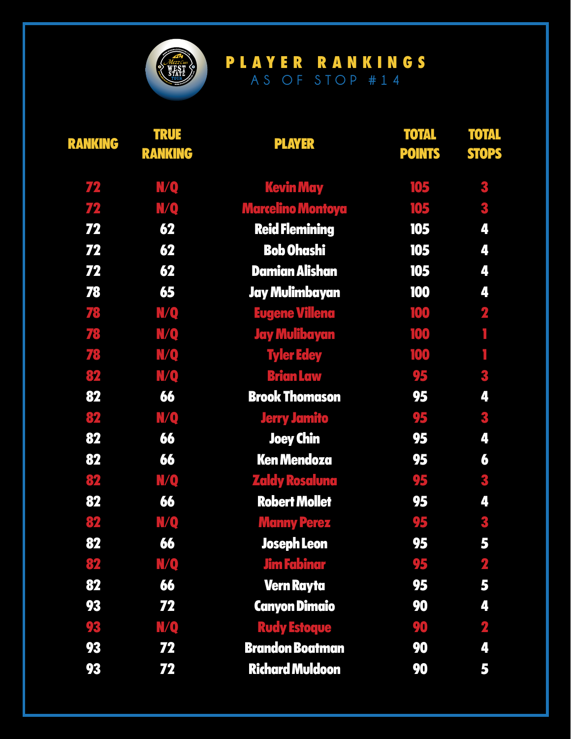# PLAYER RANKINGS

## AS OF STOP #14

| RANKING | TRUE RANKING | PLAYER | TOTAL POINTS | TOTAL STOPS |
|---|---|---|---|---|
| 72 | N/Q | Kevin May | 105 | 3 |
| 72 | N/Q | Marcelino Montoya | 105 | 3 |
| 72 | 62 | Reid Flemining | 105 | 4 |
| 72 | 62 | Bob Ohashi | 105 | 4 |
| 72 | 62 | Damian Alishan | 105 | 4 |
| 78 | 65 | Jay Mulimbayan | 100 | 4 |
| 78 | N/Q | Eugene Villena | 100 | 2 |
| 78 | N/Q | Jay Mulibayan | 100 | 1 |
| 78 | N/Q | Tyler Edey | 100 | 1 |
| 82 | N/Q | Brian Law | 95 | 3 |
| 82 | 66 | Brook Thomason | 95 | 4 |
| 82 | N/Q | Jerry Jamito | 95 | 3 |
| 82 | 66 | Joey Chin | 95 | 4 |
| 82 | 66 | Ken Mendoza | 95 | 6 |
| 82 | N/Q | Zaldy Rosaluna | 95 | 3 |
| 82 | 66 | Robert Mollet | 95 | 4 |
| 82 | N/Q | Manny Perez | 95 | 3 |
| 82 | 66 | Joseph Leon | 95 | 5 |
| 82 | N/Q | Jim Fabinar | 95 | 2 |
| 82 | 66 | Vern Rayta | 95 | 5 |
| 93 | 72 | Canyon Dimaio | 90 | 4 |
| 93 | N/Q | Rudy Estoque | 90 | 2 |
| 93 | 72 | Brandon Boatman | 90 | 4 |
| 93 | 72 | Richard Muldoon | 90 | 5 |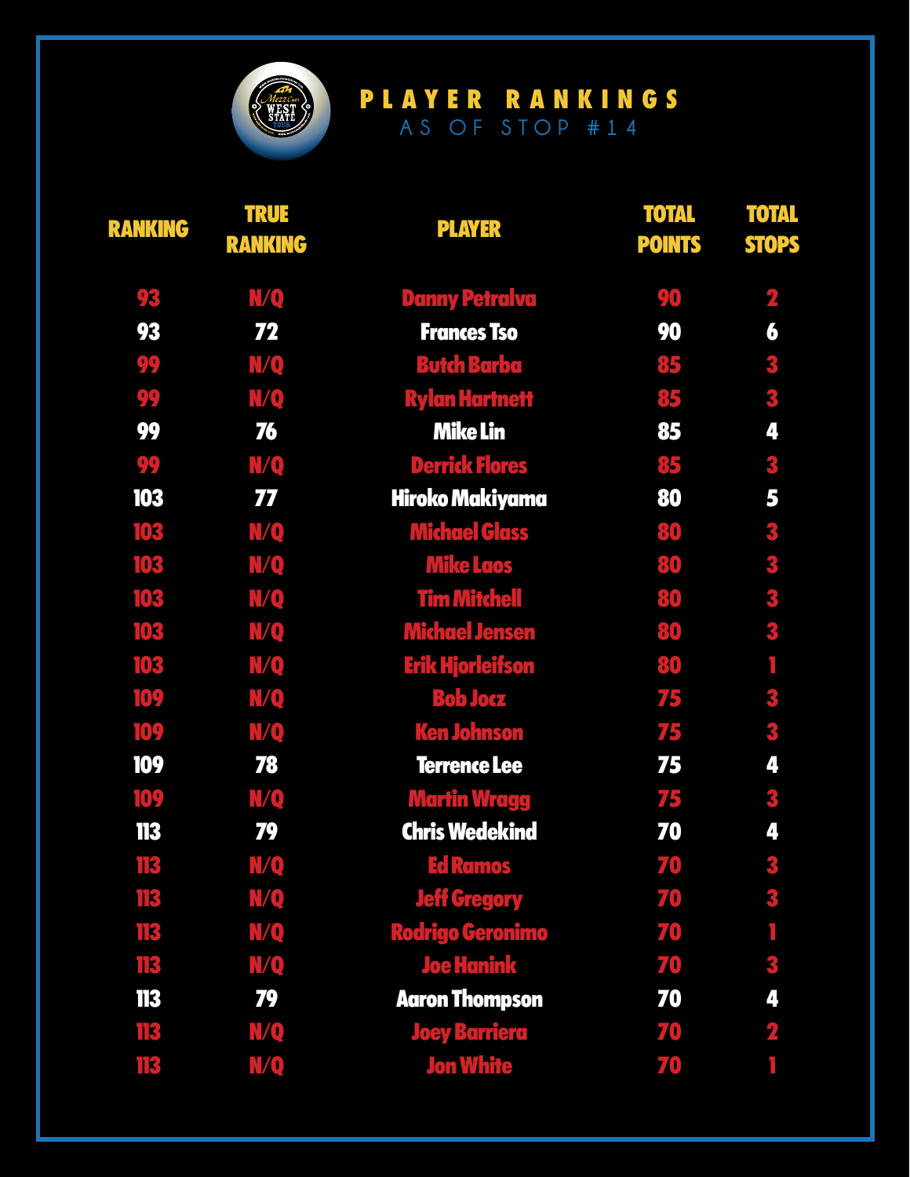# PLAYER RANKINGS

## AS OF STOP #14

| RANKING | TRUE RANKING | PLAYER | TOTAL POINTS | TOTAL STOPS |
|---|---|---|---|---|
| 93 | N/Q | Danny Petralva | 90 | 2 |
| 93 | 72 | Frances Tso | 90 | 6 |
| 99 | N/Q | Butch Barba | 85 | 3 |
| 99 | N/Q | Rylan Hartnett | 85 | 3 |
| 99 | 76 | Mike Lin | 85 | 4 |
| 99 | N/Q | Derrick Flores | 85 | 3 |
| 103 | 77 | Hiroko Makiyama | 80 | 5 |
| 103 | N/Q | Michael Glass | 80 | 3 |
| 103 | N/Q | Mike Laos | 80 | 3 |
| 103 | N/Q | Tim Mitchell | 80 | 3 |
| 103 | N/Q | Michael Jensen | 80 | 3 |
| 103 | N/Q | Erik Hjorleifson | 80 | 1 |
| 109 | N/Q | Bob Jocz | 75 | 3 |
| 109 | N/Q | Ken Johnson | 75 | 3 |
| 109 | 78 | Terrence Lee | 75 | 4 |
| 109 | N/Q | Martin Wragg | 75 | 3 |
| 113 | 79 | Chris Wedekind | 70 | 4 |
| 113 | N/Q | Ed Ramos | 70 | 3 |
| 113 | N/Q | Jeff Gregory | 70 | 3 |
| 113 | N/Q | Rodrigo Geronimo | 70 | 1 |
| 113 | N/Q | Joe Hanink | 70 | 3 |
| 113 | 79 | Aaron Thompson | 70 | 4 |
| 113 | N/Q | Joey Barriera | 70 | 2 |
| 113 | N/Q | Jon White | 70 | 1 |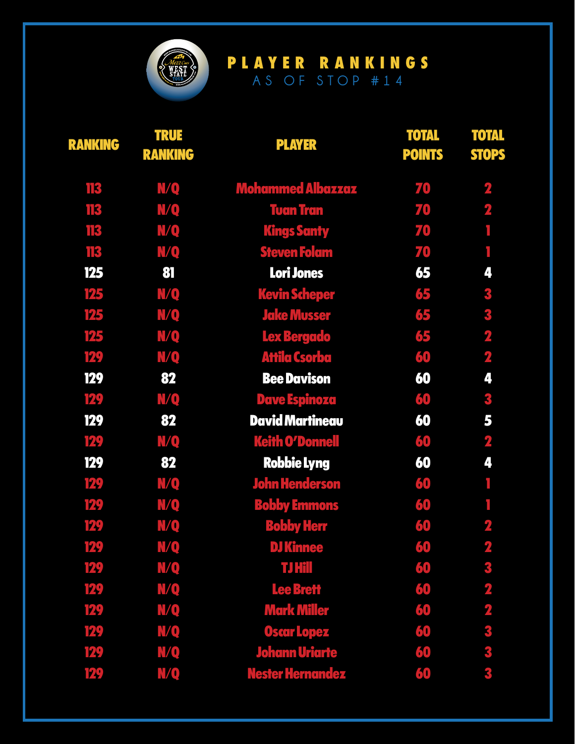# PLAYER RANKINGS

AS OF STOP #14

| RANKING | TRUE RANKING | PLAYER | TOTAL POINTS | TOTAL STOPS |
|---|---|---|---|---|
| 113 | N/Q | Mohammed Albazzaz | 70 | 2 |
| 113 | N/Q | Tuan Tran | 70 | 2 |
| 113 | N/Q | Kings Santy | 70 | 1 |
| 113 | N/Q | Steven Folam | 70 | 1 |
| 125 | 81 | Lori Jones | 65 | 4 |
| 125 | N/Q | Kevin Scheper | 65 | 3 |
| 125 | N/Q | Jake Musser | 65 | 3 |
| 125 | N/Q | Lex Bergado | 65 | 2 |
| 129 | N/Q | Attila Csorba | 60 | 2 |
| 129 | 82 | Bee Davison | 60 | 4 |
| 129 | N/Q | Dave Espinoza | 60 | 3 |
| 129 | 82 | David Martineau | 60 | 5 |
| 129 | N/Q | Keith O'Donnell | 60 | 2 |
| 129 | 82 | Robbie Lyng | 60 | 4 |
| 129 | N/Q | John Henderson | 60 | 1 |
| 129 | N/Q | Bobby Emmons | 60 | 1 |
| 129 | N/Q | Bobby Herr | 60 | 2 |
| 129 | N/Q | DJ Kinnee | 60 | 2 |
| 129 | N/Q | TJ Hill | 60 | 3 |
| 129 | N/Q | Lee Brett | 60 | 2 |
| 129 | N/Q | Mark Miller | 60 | 2 |
| 129 | N/Q | Oscar Lopez | 60 | 3 |
| 129 | N/Q | Johann Uriarte | 60 | 3 |
| 129 | N/Q | Nester Hernandez | 60 | 3 |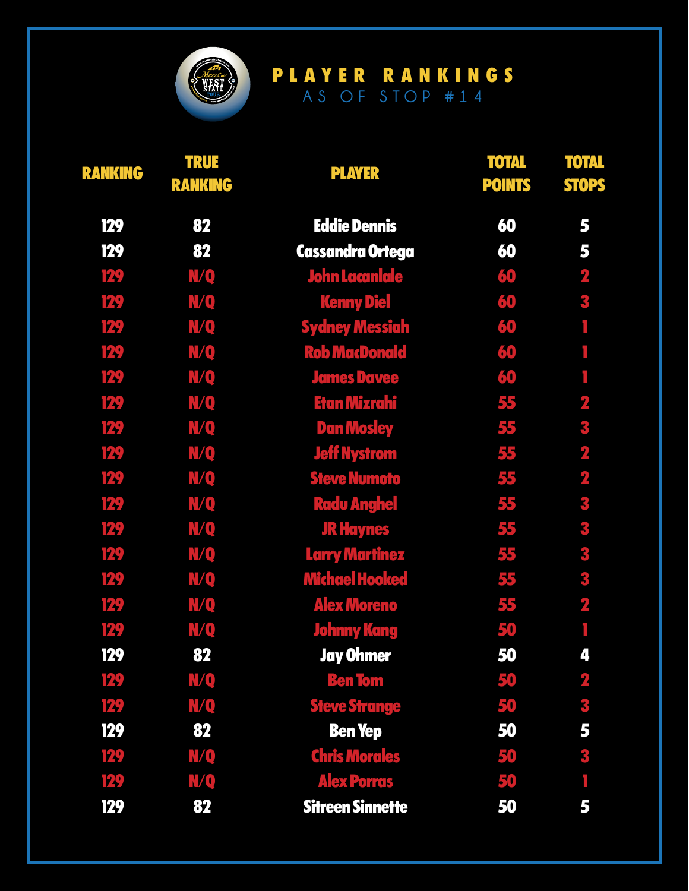# PLAYER RANKINGS
## AS OF STOP #14

| RANKING | TRUE RANKING | PLAYER | TOTAL POINTS | TOTAL STOPS |
|---|---|---|---|---|
| 129 | 82 | Eddie Dennis | 60 | 5 |
| 129 | 82 | Cassandra Ortega | 60 | 5 |
| 129 | N/Q | John Lacanlale | 60 | 2 |
| 129 | N/Q | Kenny Diel | 60 | 3 |
| 129 | N/Q | Sydney Messiah | 60 | 1 |
| 129 | N/Q | Rob MacDonald | 60 | 1 |
| 129 | N/Q | James Davee | 60 | 1 |
| 129 | N/Q | Etan Mizrahi | 55 | 2 |
| 129 | N/Q | Dan Mosley | 55 | 3 |
| 129 | N/Q | Jeff Nystrom | 55 | 2 |
| 129 | N/Q | Steve Numoto | 55 | 2 |
| 129 | N/Q | Radu Anghel | 55 | 3 |
| 129 | N/Q | JR Haynes | 55 | 3 |
| 129 | N/Q | Larry Martinez | 55 | 3 |
| 129 | N/Q | Michael Hooked | 55 | 3 |
| 129 | N/Q | Alex Moreno | 55 | 2 |
| 129 | N/Q | Johnny Kang | 50 | 1 |
| 129 | 82 | Jay Ohmer | 50 | 4 |
| 129 | N/Q | Ben Tom | 50 | 2 |
| 129 | N/Q | Steve Strange | 50 | 3 |
| 129 | 82 | Ben Yep | 50 | 5 |
| 129 | N/Q | Chris Morales | 50 | 3 |
| 129 | N/Q | Alex Porras | 50 | 1 |
| 129 | 82 | Sitreen Sinnette | 50 | 5 |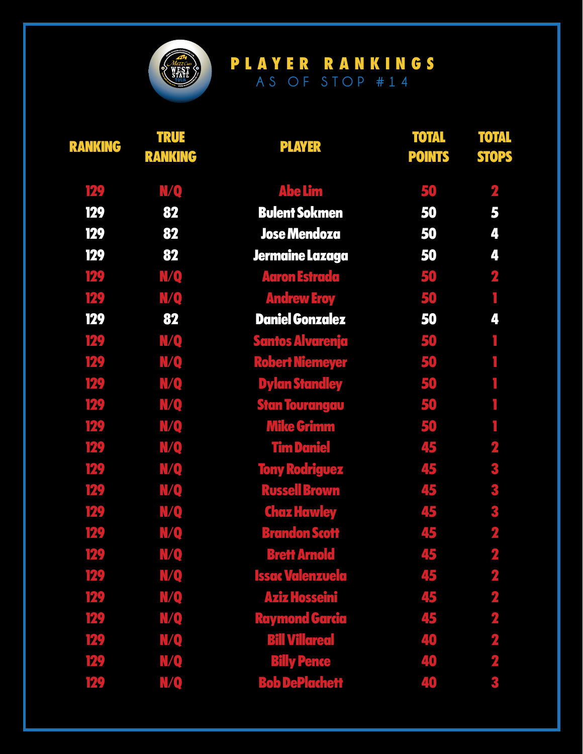# PLAYER RANKINGS

## AS OF STOP #14

| RANKING | TRUE RANKING | PLAYER | TOTAL POINTS | TOTAL STOPS |
|---|---|---|---|---|
| 129 | N/Q | Abe Lim | 50 | 2 |
| 129 | 82 | Bulent Sokmen | 50 | 5 |
| 129 | 82 | Jose Mendoza | 50 | 4 |
| 129 | 82 | Jermaine Lazaga | 50 | 4 |
| 129 | N/Q | Aaron Estrada | 50 | 2 |
| 129 | N/Q | Andrew Eroy | 50 | 1 |
| 129 | 82 | Daniel Gonzalez | 50 | 4 |
| 129 | N/Q | Santos Alvarenja | 50 | 1 |
| 129 | N/Q | Robert Niemeyer | 50 | 1 |
| 129 | N/Q | Dylan Standley | 50 | 1 |
| 129 | N/Q | Stan Tourangau | 50 | 1 |
| 129 | N/Q | Mike Grimm | 50 | 1 |
| 129 | N/Q | Tim Daniel | 45 | 2 |
| 129 | N/Q | Tony Rodriguez | 45 | 3 |
| 129 | N/Q | Russell Brown | 45 | 3 |
| 129 | N/Q | Chaz Hawley | 45 | 3 |
| 129 | N/Q | Brandon Scott | 45 | 2 |
| 129 | N/Q | Brett Arnold | 45 | 2 |
| 129 | N/Q | Issac Valenzuela | 45 | 2 |
| 129 | N/Q | Aziz Hosseini | 45 | 2 |
| 129 | N/Q | Raymond Garcia | 45 | 2 |
| 129 | N/Q | Bill Villareal | 40 | 2 |
| 129 | N/Q | Billy Pence | 40 | 2 |
| 129 | N/Q | Bob DePlachett | 40 | 3 |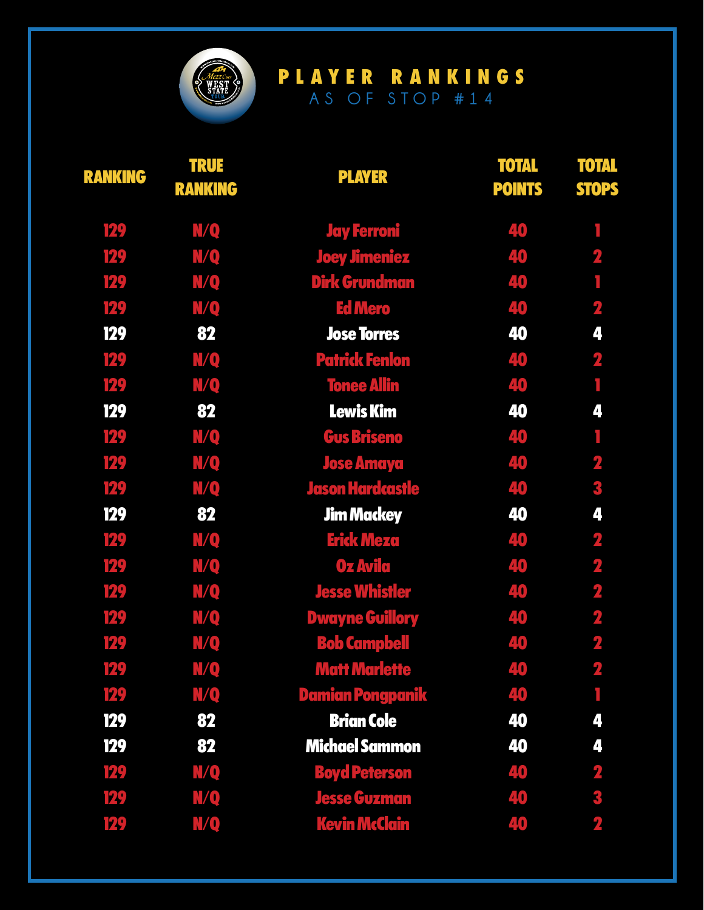# PLAYER RANKINGS

## AS OF STOP #14

| RANKING | TRUE RANKING | PLAYER | TOTAL POINTS | TOTAL STOPS |
|---|---|---|---|---|
| 129 | N/Q | Jay Ferroni | 40 | 1 |
| 129 | N/Q | Joey Jimeniez | 40 | 2 |
| 129 | N/Q | Dirk Grundman | 40 | 1 |
| 129 | N/Q | Ed Mero | 40 | 2 |
| 129 | 82 | Jose Torres | 40 | 4 |
| 129 | N/Q | Patrick Fenlon | 40 | 2 |
| 129 | N/Q | Tonee Allin | 40 | 1 |
| 129 | 82 | Lewis Kim | 40 | 4 |
| 129 | N/Q | Gus Briseno | 40 | 1 |
| 129 | N/Q | Jose Amaya | 40 | 2 |
| 129 | N/Q | Jason Hardcastle | 40 | 3 |
| 129 | 82 | Jim Mackey | 40 | 4 |
| 129 | N/Q | Erick Meza | 40 | 2 |
| 129 | N/Q | Oz Avila | 40 | 2 |
| 129 | N/Q | Jesse Whistler | 40 | 2 |
| 129 | N/Q | Dwayne Guillory | 40 | 2 |
| 129 | N/Q | Bob Campbell | 40 | 2 |
| 129 | N/Q | Matt Marlette | 40 | 2 |
| 129 | N/Q | Damian Pongpanik | 40 | 1 |
| 129 | 82 | Brian Cole | 40 | 4 |
| 129 | 82 | Michael Sammon | 40 | 4 |
| 129 | N/Q | Boyd Peterson | 40 | 2 |
| 129 | N/Q | Jesse Guzman | 40 | 3 |
| 129 | N/Q | Kevin McClain | 40 | 2 |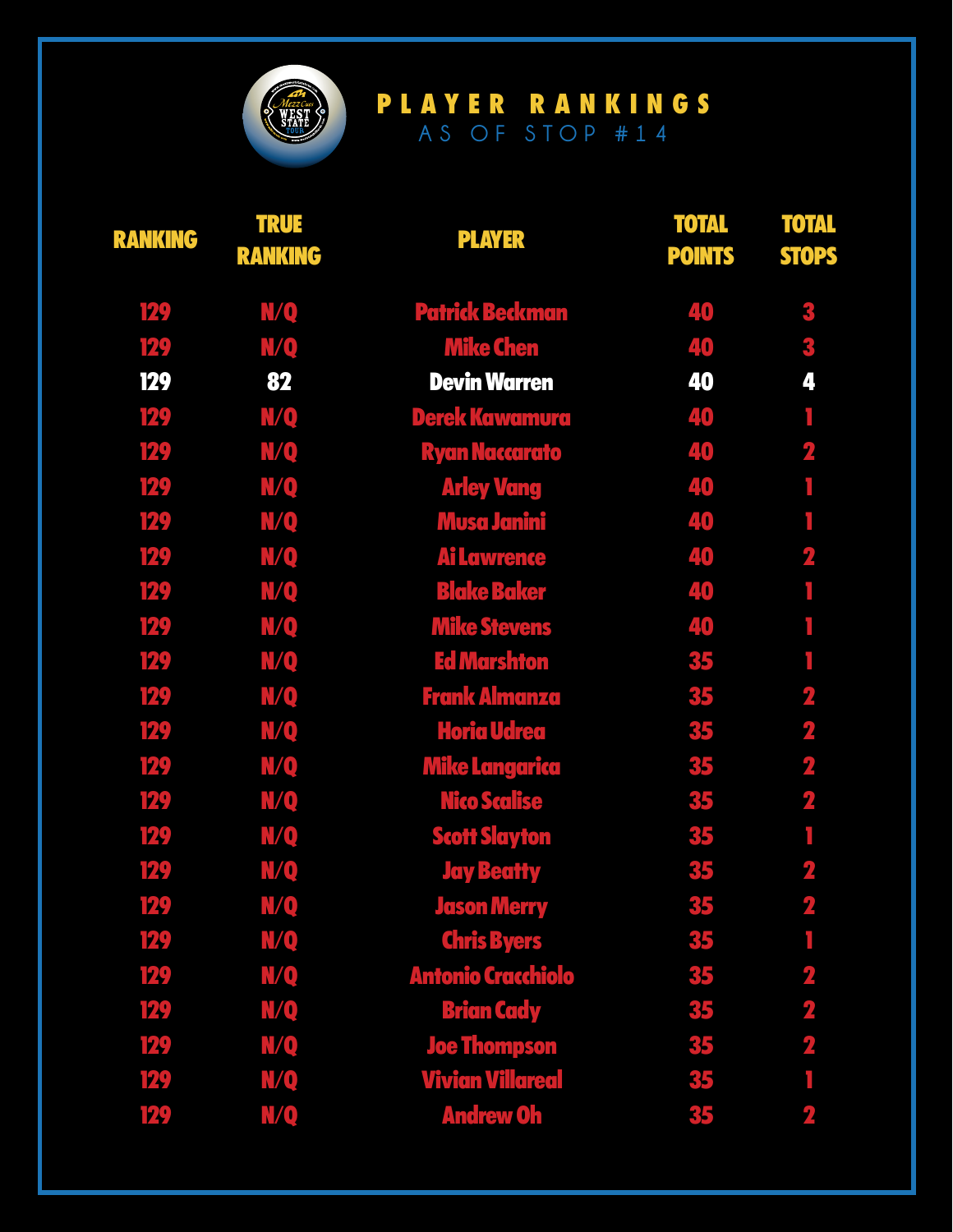# PLAYER RANKINGS

## AS OF STOP #14

| RANKING | TRUE RANKING | PLAYER | TOTAL POINTS | TOTAL STOPS |
|---|---|---|---|---|
| 129 | N/Q | Patrick Beckman | 40 | 3 |
| 129 | N/Q | Mike Chen | 40 | 3 |
| 129 | 82 | Devin Warren | 40 | 4 |
| 129 | N/Q | Derek Kawamura | 40 | 1 |
| 129 | N/Q | Ryan Naccarato | 40 | 2 |
| 129 | N/Q | Arley Vang | 40 | 1 |
| 129 | N/Q | Musa Janini | 40 | 1 |
| 129 | N/Q | Ai Lawrence | 40 | 2 |
| 129 | N/Q | Blake Baker | 40 | 1 |
| 129 | N/Q | Mike Stevens | 40 | 1 |
| 129 | N/Q | Ed Marshton | 35 | 1 |
| 129 | N/Q | Frank Almanza | 35 | 2 |
| 129 | N/Q | Horia Udrea | 35 | 2 |
| 129 | N/Q | Mike Langarica | 35 | 2 |
| 129 | N/Q | Nico Scalise | 35 | 2 |
| 129 | N/Q | Scott Slayton | 35 | 1 |
| 129 | N/Q | Jay Beatty | 35 | 2 |
| 129 | N/Q | Jason Merry | 35 | 2 |
| 129 | N/Q | Chris Byers | 35 | 1 |
| 129 | N/Q | Antonio Cracchiolo | 35 | 2 |
| 129 | N/Q | Brian Cady | 35 | 2 |
| 129 | N/Q | Joe Thompson | 35 | 2 |
| 129 | N/Q | Vivian Villareal | 35 | 1 |
| 129 | N/Q | Andrew Oh | 35 | 2 |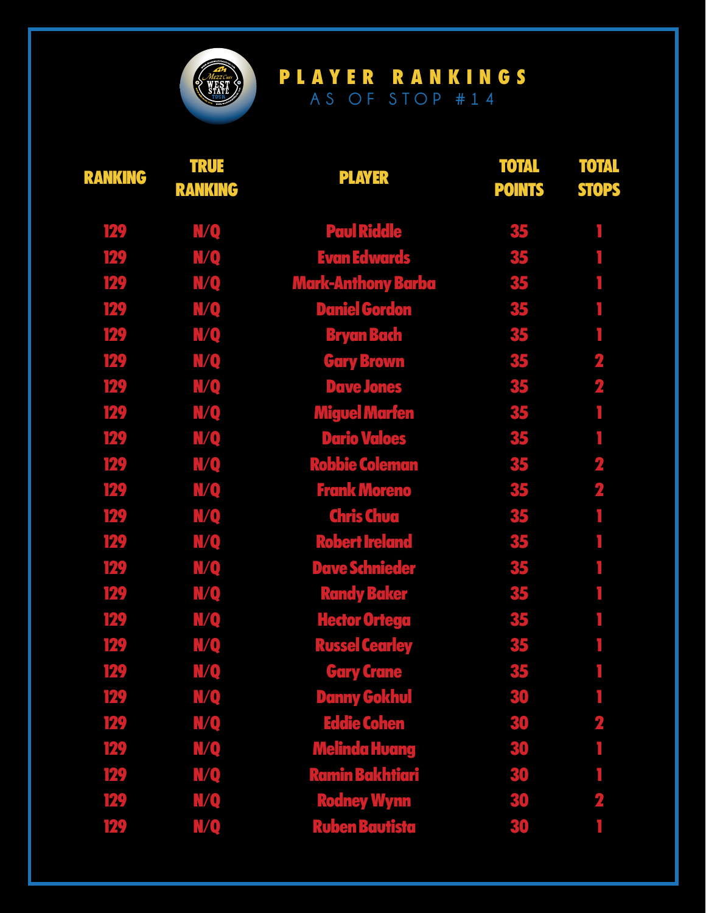# PLAYER RANKINGS

## AS OF STOP #14

| RANKING | TRUE RANKING | PLAYER | TOTAL POINTS | TOTAL STOPS |
|---|---|---|---|---|
| 129 | N/Q | Paul Riddle | 35 | 1 |
| 129 | N/Q | Evan Edwards | 35 | 1 |
| 129 | N/Q | Mark-Anthony Barba | 35 | 1 |
| 129 | N/Q | Daniel Gordon | 35 | 1 |
| 129 | N/Q | Bryan Bach | 35 | 1 |
| 129 | N/Q | Gary Brown | 35 | 2 |
| 129 | N/Q | Dave Jones | 35 | 2 |
| 129 | N/Q | Miguel Marfen | 35 | 1 |
| 129 | N/Q | Dario Valoes | 35 | 1 |
| 129 | N/Q | Robbie Coleman | 35 | 2 |
| 129 | N/Q | Frank Moreno | 35 | 2 |
| 129 | N/Q | Chris Chua | 35 | 1 |
| 129 | N/Q | Robert Ireland | 35 | 1 |
| 129 | N/Q | Dave Schnieder | 35 | 1 |
| 129 | N/Q | Randy Baker | 35 | 1 |
| 129 | N/Q | Hector Ortega | 35 | 1 |
| 129 | N/Q | Russel Cearley | 35 | 1 |
| 129 | N/Q | Gary Crane | 35 | 1 |
| 129 | N/Q | Danny Gokhul | 30 | 1 |
| 129 | N/Q | Eddie Cohen | 30 | 2 |
| 129 | N/Q | Melinda Huang | 30 | 1 |
| 129 | N/Q | Ramin Bakhtiari | 30 | 1 |
| 129 | N/Q | Rodney Wynn | 30 | 2 |
| 129 | N/Q | Ruben Bautista | 30 | 1 |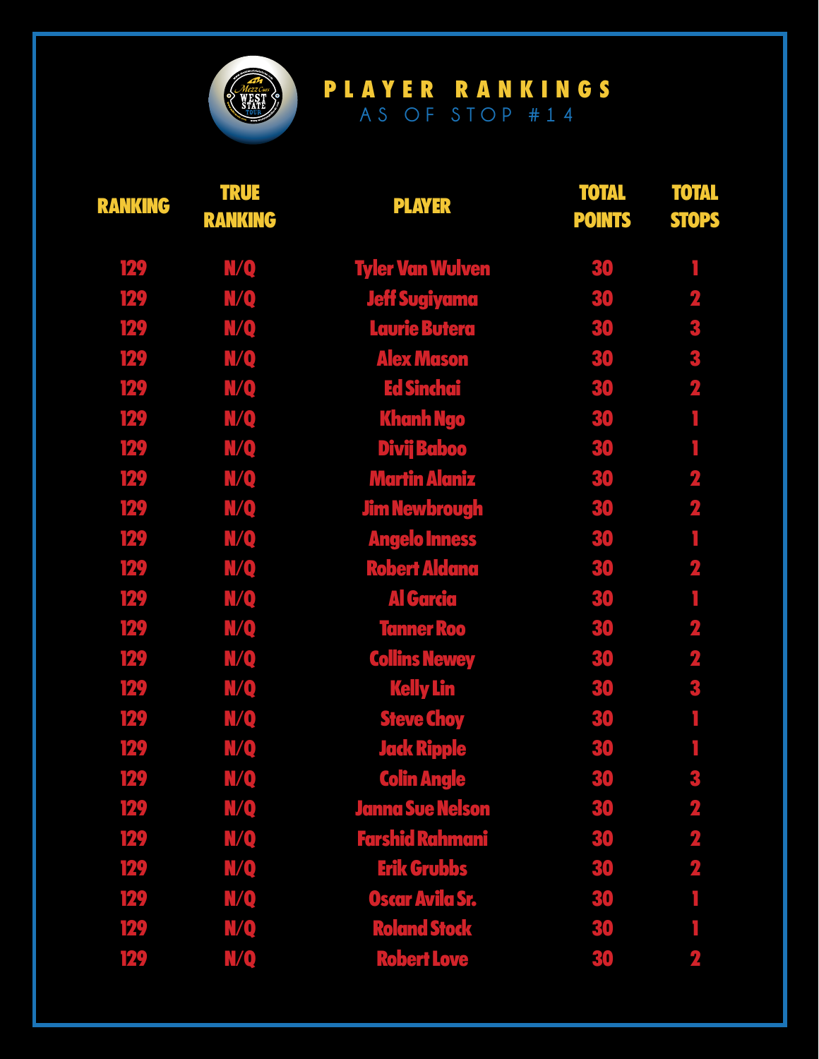# PLAYER RANKINGS

## AS OF STOP #14

| RANKING | TRUE RANKING | PLAYER | TOTAL POINTS | TOTAL STOPS |
|---|---|---|---|---|
| 129 | N/Q | Tyler Van Wulven | 30 | 1 |
| 129 | N/Q | Jeff Sugiyama | 30 | 2 |
| 129 | N/Q | Laurie Butera | 30 | 3 |
| 129 | N/Q | Alex Mason | 30 | 3 |
| 129 | N/Q | Ed Sinchai | 30 | 2 |
| 129 | N/Q | Khanh Ngo | 30 | 1 |
| 129 | N/Q | Divij Baboo | 30 | 1 |
| 129 | N/Q | Martin Alaniz | 30 | 2 |
| 129 | N/Q | Jim Newbrough | 30 | 2 |
| 129 | N/Q | Angelo Inness | 30 | 1 |
| 129 | N/Q | Robert Aldana | 30 | 2 |
| 129 | N/Q | Al Garcia | 30 | 1 |
| 129 | N/Q | Tanner Roo | 30 | 2 |
| 129 | N/Q | Collins Newey | 30 | 2 |
| 129 | N/Q | Kelly Lin | 30 | 3 |
| 129 | N/Q | Steve Choy | 30 | 1 |
| 129 | N/Q | Jack Ripple | 30 | 1 |
| 129 | N/Q | Colin Angle | 30 | 3 |
| 129 | N/Q | Janna Sue Nelson | 30 | 2 |
| 129 | N/Q | Farshid Rahmani | 30 | 2 |
| 129 | N/Q | Erik Grubbs | 30 | 2 |
| 129 | N/Q | Oscar Avila Sr. | 30 | 1 |
| 129 | N/Q | Roland Stock | 30 | 1 |
| 129 | N/Q | Robert Love | 30 | 2 |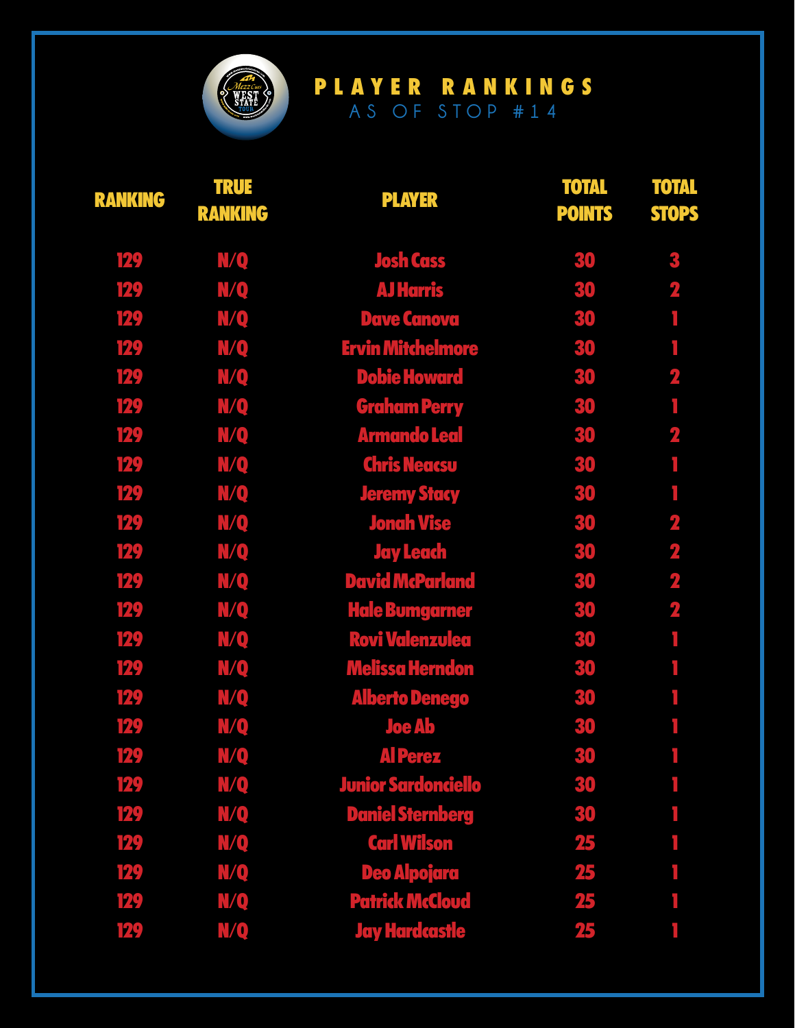# PLAYER RANKINGS

AS OF STOP #14

| RANKING | TRUE RANKING | PLAYER | TOTAL POINTS | TOTAL STOPS |
|---|---|---|---|---|
| 129 | N/Q | Josh Cass | 30 | 3 |
| 129 | N/Q | AJ Harris | 30 | 2 |
| 129 | N/Q | Dave Canova | 30 | 1 |
| 129 | N/Q | Ervin Mitchelmore | 30 | 1 |
| 129 | N/Q | Dobie Howard | 30 | 2 |
| 129 | N/Q | Graham Perry | 30 | 1 |
| 129 | N/Q | Armando Leal | 30 | 2 |
| 129 | N/Q | Chris Neacsu | 30 | 1 |
| 129 | N/Q | Jeremy Stacy | 30 | 1 |
| 129 | N/Q | Jonah Vise | 30 | 2 |
| 129 | N/Q | Jay Leach | 30 | 2 |
| 129 | N/Q | David McParland | 30 | 2 |
| 129 | N/Q | Hale Bumgarner | 30 | 2 |
| 129 | N/Q | Rovi Valenzulea | 30 | 1 |
| 129 | N/Q | Melissa Herndon | 30 | 1 |
| 129 | N/Q | Alberto Denego | 30 | 1 |
| 129 | N/Q | Joe Ab | 30 | 1 |
| 129 | N/Q | Al Perez | 30 | 1 |
| 129 | N/Q | Junior Sardonciello | 30 | 1 |
| 129 | N/Q | Daniel Sternberg | 30 | 1 |
| 129 | N/Q | Carl Wilson | 25 | 1 |
| 129 | N/Q | Deo Alpojara | 25 | 1 |
| 129 | N/Q | Patrick McCloud | 25 | 1 |
| 129 | N/Q | Jay Hardcastle | 25 | 1 |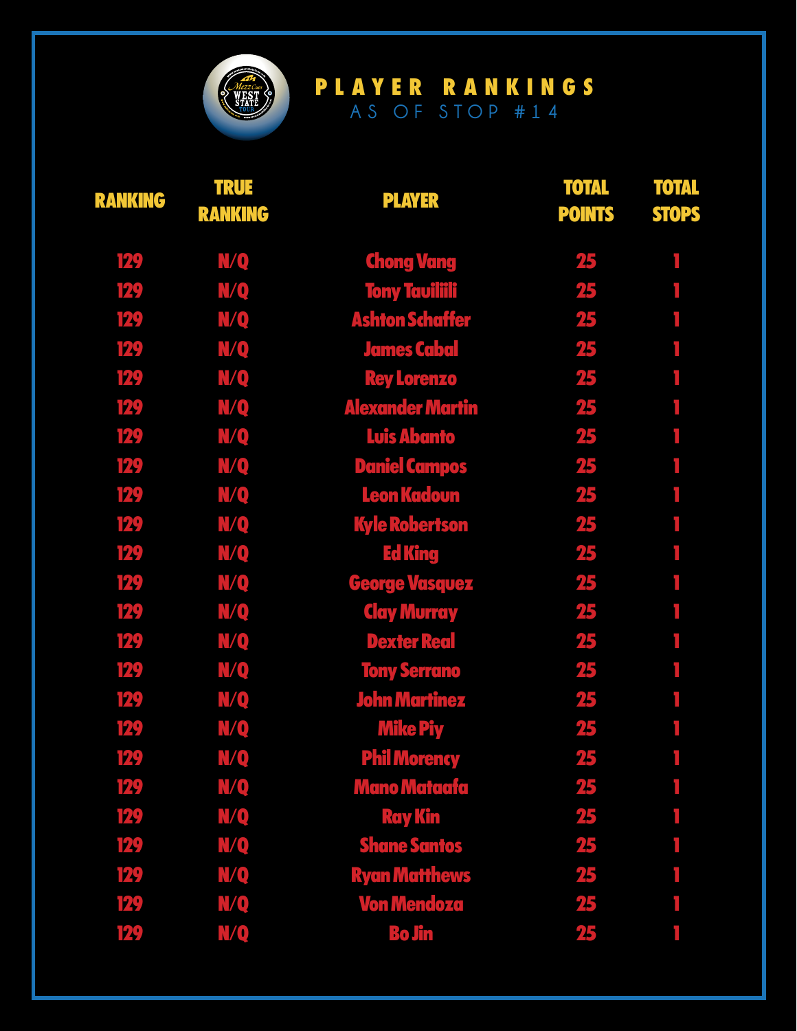# PLAYER RANKINGS

## AS OF STOP #14

| RANKING | TRUE RANKING | PLAYER | TOTAL POINTS | TOTAL STOPS |
|---|---|---|---|---|
| 129 | N/Q | Chong Vang | 25 | 1 |
| 129 | N/Q | Tony Tauiliili | 25 | 1 |
| 129 | N/Q | Ashton Schaffer | 25 | 1 |
| 129 | N/Q | James Cabal | 25 | 1 |
| 129 | N/Q | Rey Lorenzo | 25 | 1 |
| 129 | N/Q | Alexander Martin | 25 | 1 |
| 129 | N/Q | Luis Abanto | 25 | 1 |
| 129 | N/Q | Daniel Campos | 25 | 1 |
| 129 | N/Q | Leon Kadoun | 25 | 1 |
| 129 | N/Q | Kyle Robertson | 25 | 1 |
| 129 | N/Q | Ed King | 25 | 1 |
| 129 | N/Q | George Vasquez | 25 | 1 |
| 129 | N/Q | Clay Murray | 25 | 1 |
| 129 | N/Q | Dexter Real | 25 | 1 |
| 129 | N/Q | Tony Serrano | 25 | 1 |
| 129 | N/Q | John Martinez | 25 | 1 |
| 129 | N/Q | Mike Piy | 25 | 1 |
| 129 | N/Q | Phil Morency | 25 | 1 |
| 129 | N/Q | Mano Mataafa | 25 | 1 |
| 129 | N/Q | Ray Kin | 25 | 1 |
| 129 | N/Q | Shane Santos | 25 | 1 |
| 129 | N/Q | Ryan Matthews | 25 | 1 |
| 129 | N/Q | Von Mendoza | 25 | 1 |
| 129 | N/Q | Bo Jin | 25 | 1 |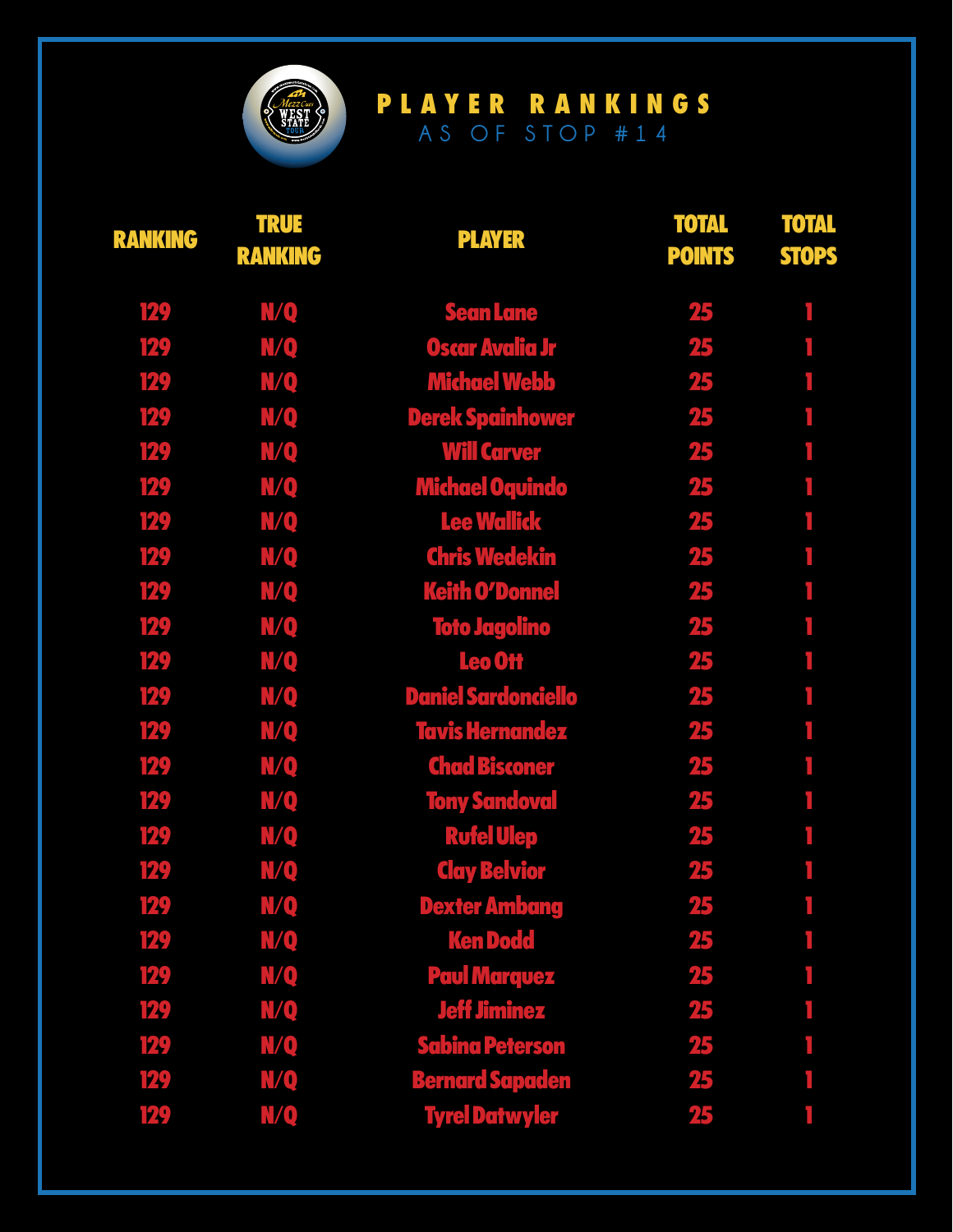# PLAYER RANKINGS

## AS OF STOP #14

| RANKING | TRUE RANKING | PLAYER | TOTAL POINTS | TOTAL STOPS |
|---|---|---|---|---|
| 129 | N/Q | Sean Lane | 25 | 1 |
| 129 | N/Q | Oscar Avalia Jr | 25 | 1 |
| 129 | N/Q | Michael Webb | 25 | 1 |
| 129 | N/Q | Derek Spainhower | 25 | 1 |
| 129 | N/Q | Will Carver | 25 | 1 |
| 129 | N/Q | Michael Oquindo | 25 | 1 |
| 129 | N/Q | Lee Wallick | 25 | 1 |
| 129 | N/Q | Chris Wedekin | 25 | 1 |
| 129 | N/Q | Keith O'Donnel | 25 | 1 |
| 129 | N/Q | Toto Jagolino | 25 | 1 |
| 129 | N/Q | Leo Ott | 25 | 1 |
| 129 | N/Q | Daniel Sardonciello | 25 | 1 |
| 129 | N/Q | Tavis Hernandez | 25 | 1 |
| 129 | N/Q | Chad Bisconer | 25 | 1 |
| 129 | N/Q | Tony Sandoval | 25 | 1 |
| 129 | N/Q | Rufel Ulep | 25 | 1 |
| 129 | N/Q | Clay Belvior | 25 | 1 |
| 129 | N/Q | Dexter Ambang | 25 | 1 |
| 129 | N/Q | Ken Dodd | 25 | 1 |
| 129 | N/Q | Paul Marquez | 25 | 1 |
| 129 | N/Q | Jeff Jiminez | 25 | 1 |
| 129 | N/Q | Sabina Peterson | 25 | 1 |
| 129 | N/Q | Bernard Sapaden | 25 | 1 |
| 129 | N/Q | Tyrel Datwyler | 25 | 1 |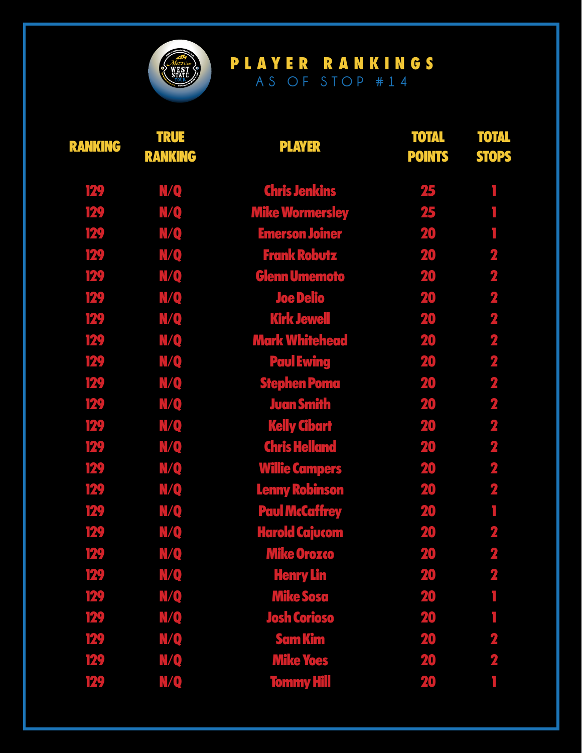# PLAYER RANKINGS

## AS OF STOP #14

| RANKING | TRUE RANKING | PLAYER | TOTAL POINTS | TOTAL STOPS |
|---|---|---|---|---|
| 129 | N/Q | Chris Jenkins | 25 | 1 |
| 129 | N/Q | Mike Wormersley | 25 | 1 |
| 129 | N/Q | Emerson Joiner | 20 | 1 |
| 129 | N/Q | Frank Robutz | 20 | 2 |
| 129 | N/Q | Glenn Umemoto | 20 | 2 |
| 129 | N/Q | Joe Delio | 20 | 2 |
| 129 | N/Q | Kirk Jewell | 20 | 2 |
| 129 | N/Q | Mark Whitehead | 20 | 2 |
| 129 | N/Q | Paul Ewing | 20 | 2 |
| 129 | N/Q | Stephen Poma | 20 | 2 |
| 129 | N/Q | Juan Smith | 20 | 2 |
| 129 | N/Q | Kelly Cibart | 20 | 2 |
| 129 | N/Q | Chris Helland | 20 | 2 |
| 129 | N/Q | Willie Campers | 20 | 2 |
| 129 | N/Q | Lenny Robinson | 20 | 2 |
| 129 | N/Q | Paul McCaffrey | 20 | 1 |
| 129 | N/Q | Harold Cajucom | 20 | 2 |
| 129 | N/Q | Mike Orozco | 20 | 2 |
| 129 | N/Q | Henry Lin | 20 | 2 |
| 129 | N/Q | Mike Sosa | 20 | 1 |
| 129 | N/Q | Josh Corioso | 20 | 1 |
| 129 | N/Q | Sam Kim | 20 | 2 |
| 129 | N/Q | Mike Yoes | 20 | 2 |
| 129 | N/Q | Tommy Hill | 20 | 1 |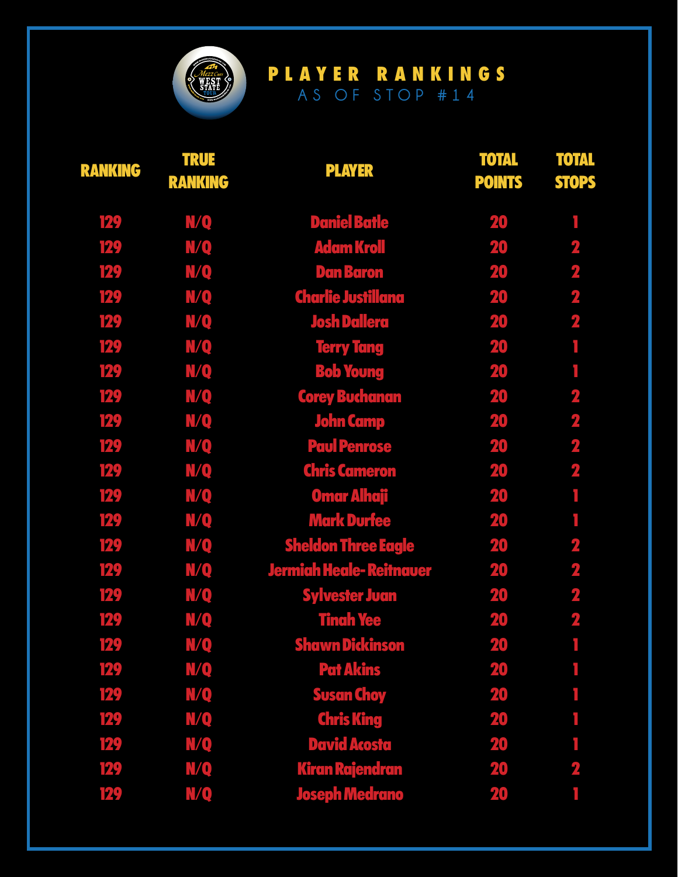# PLAYER RANKINGS

## AS OF STOP #14

| RANKING | TRUE RANKING | PLAYER | TOTAL POINTS | TOTAL STOPS |
|---|---|---|---|---|
| 129 | N/Q | Daniel Batle | 20 | 1 |
| 129 | N/Q | Adam Kroll | 20 | 2 |
| 129 | N/Q | Dan Baron | 20 | 2 |
| 129 | N/Q | Charlie Justillana | 20 | 2 |
| 129 | N/Q | Josh Dallera | 20 | 2 |
| 129 | N/Q | Terry Tang | 20 | 1 |
| 129 | N/Q | Bob Young | 20 | 1 |
| 129 | N/Q | Corey Buchanan | 20 | 2 |
| 129 | N/Q | John Camp | 20 | 2 |
| 129 | N/Q | Paul Penrose | 20 | 2 |
| 129 | N/Q | Chris Cameron | 20 | 2 |
| 129 | N/Q | Omar Alhaji | 20 | 1 |
| 129 | N/Q | Mark Durfee | 20 | 1 |
| 129 | N/Q | Sheldon Three Eagle | 20 | 2 |
| 129 | N/Q | Jermiah Heale- Reitnauer | 20 | 2 |
| 129 | N/Q | Sylvester Juan | 20 | 2 |
| 129 | N/Q | Tinah Yee | 20 | 2 |
| 129 | N/Q | Shawn Dickinson | 20 | 1 |
| 129 | N/Q | Pat Akins | 20 | 1 |
| 129 | N/Q | Susan Choy | 20 | 1 |
| 129 | N/Q | Chris King | 20 | 1 |
| 129 | N/Q | David Acosta | 20 | 1 |
| 129 | N/Q | Kiran Rajendran | 20 | 2 |
| 129 | N/Q | Joseph Medrano | 20 | 1 |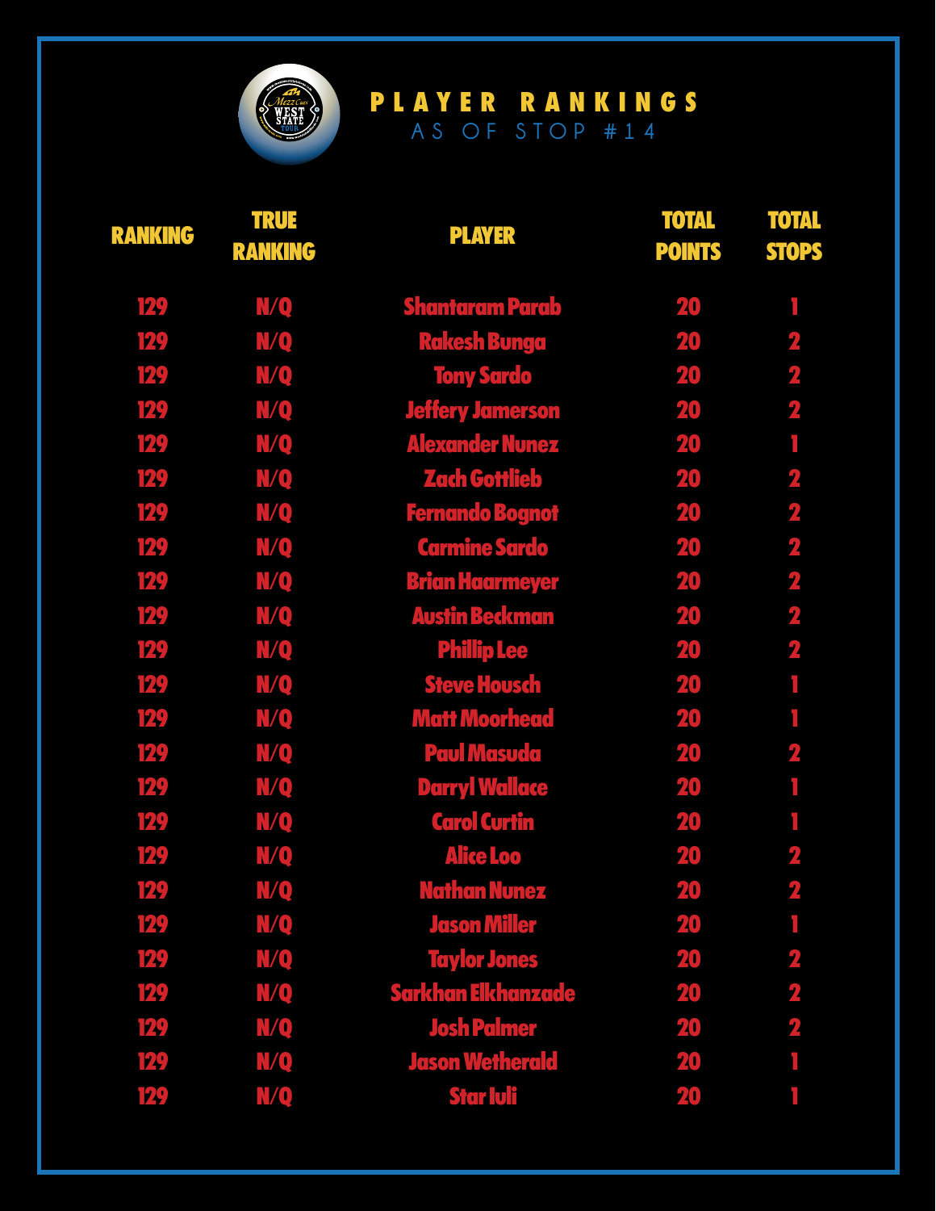# PLAYER RANKINGS

AS OF STOP #14

| RANKING | TRUE RANKING | PLAYER | TOTAL POINTS | TOTAL STOPS |
|---|---|---|---|---|
| 129 | N/Q | Shantaram Parab | 20 | 1 |
| 129 | N/Q | Rakesh Bunga | 20 | 2 |
| 129 | N/Q | Tony Sardo | 20 | 2 |
| 129 | N/Q | Jeffery Jamerson | 20 | 2 |
| 129 | N/Q | Alexander Nunez | 20 | 1 |
| 129 | N/Q | Zach Gottlieb | 20 | 2 |
| 129 | N/Q | Fernando Bognot | 20 | 2 |
| 129 | N/Q | Carmine Sardo | 20 | 2 |
| 129 | N/Q | Brian Haarmeyer | 20 | 2 |
| 129 | N/Q | Austin Beckman | 20 | 2 |
| 129 | N/Q | Phillip Lee | 20 | 2 |
| 129 | N/Q | Steve Housch | 20 | 1 |
| 129 | N/Q | Matt Moorhead | 20 | 1 |
| 129 | N/Q | Paul Masuda | 20 | 2 |
| 129 | N/Q | Darryl Wallace | 20 | 1 |
| 129 | N/Q | Carol Curtin | 20 | 1 |
| 129 | N/Q | Alice Loo | 20 | 2 |
| 129 | N/Q | Nathan Nunez | 20 | 2 |
| 129 | N/Q | Jason Miller | 20 | 1 |
| 129 | N/Q | Taylor Jones | 20 | 2 |
| 129 | N/Q | Sarkhan Elkhanzade | 20 | 2 |
| 129 | N/Q | Josh Palmer | 20 | 2 |
| 129 | N/Q | Jason Wetherald | 20 | 1 |
| 129 | N/Q | Star Iuli | 20 | 1 |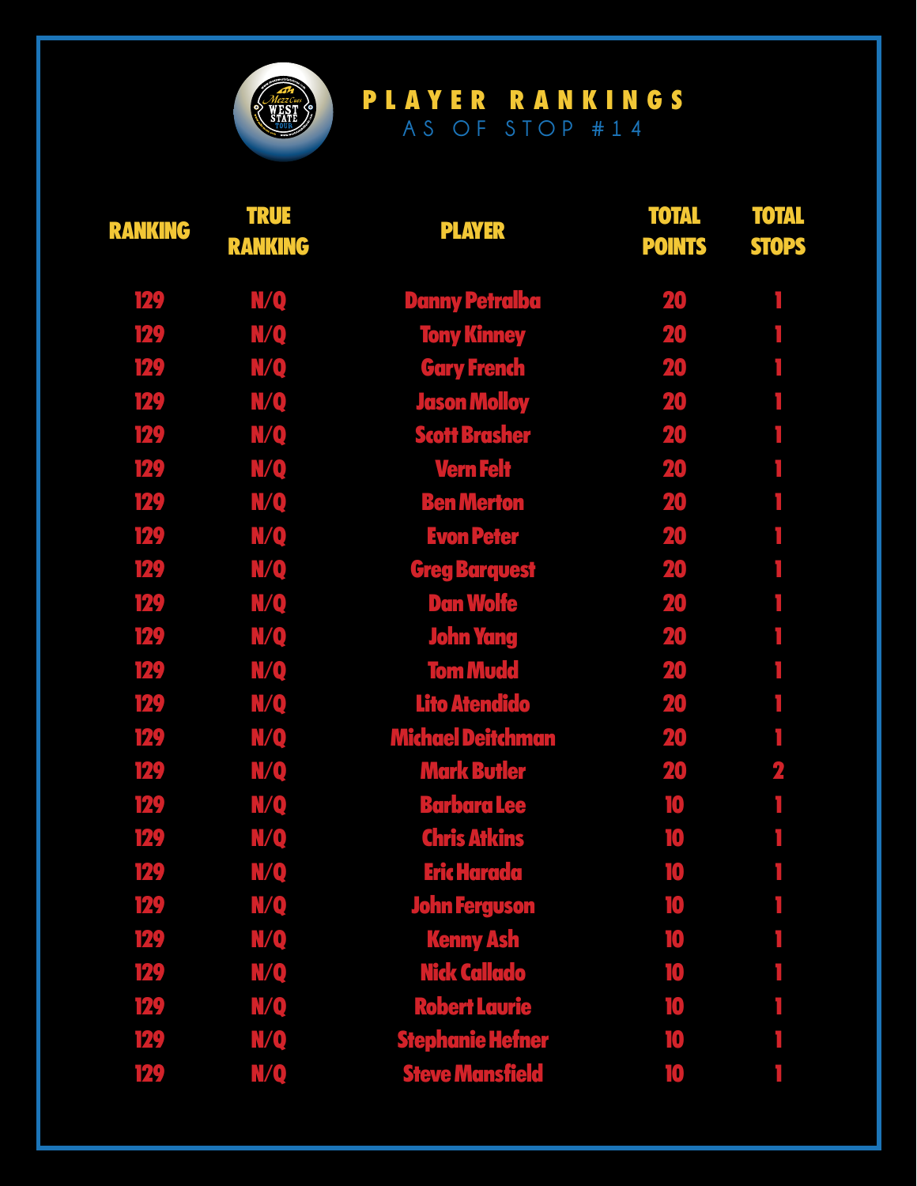# PLAYER RANKINGS

AS OF STOP #14

| RANKING | TRUE RANKING | PLAYER | TOTAL POINTS | TOTAL STOPS |
|---|---|---|---|---|
| 129 | N/Q | Danny Petralba | 20 | 1 |
| 129 | N/Q | Tony Kinney | 20 | 1 |
| 129 | N/Q | Gary French | 20 | 1 |
| 129 | N/Q | Jason Molloy | 20 | 1 |
| 129 | N/Q | Scott Brasher | 20 | 1 |
| 129 | N/Q | Vern Felt | 20 | 1 |
| 129 | N/Q | Ben Merton | 20 | 1 |
| 129 | N/Q | Evon Peter | 20 | 1 |
| 129 | N/Q | Greg Barquest | 20 | 1 |
| 129 | N/Q | Dan Wolfe | 20 | 1 |
| 129 | N/Q | John Yang | 20 | 1 |
| 129 | N/Q | Tom Mudd | 20 | 1 |
| 129 | N/Q | Lito Atendido | 20 | 1 |
| 129 | N/Q | Michael Deitchman | 20 | 1 |
| 129 | N/Q | Mark Butler | 20 | 2 |
| 129 | N/Q | Barbara Lee | 10 | 1 |
| 129 | N/Q | Chris Atkins | 10 | 1 |
| 129 | N/Q | Eric Harada | 10 | 1 |
| 129 | N/Q | John Ferguson | 10 | 1 |
| 129 | N/Q | Kenny Ash | 10 | 1 |
| 129 | N/Q | Nick Callado | 10 | 1 |
| 129 | N/Q | Robert Laurie | 10 | 1 |
| 129 | N/Q | Stephanie Hefner | 10 | 1 |
| 129 | N/Q | Steve Mansfield | 10 | 1 |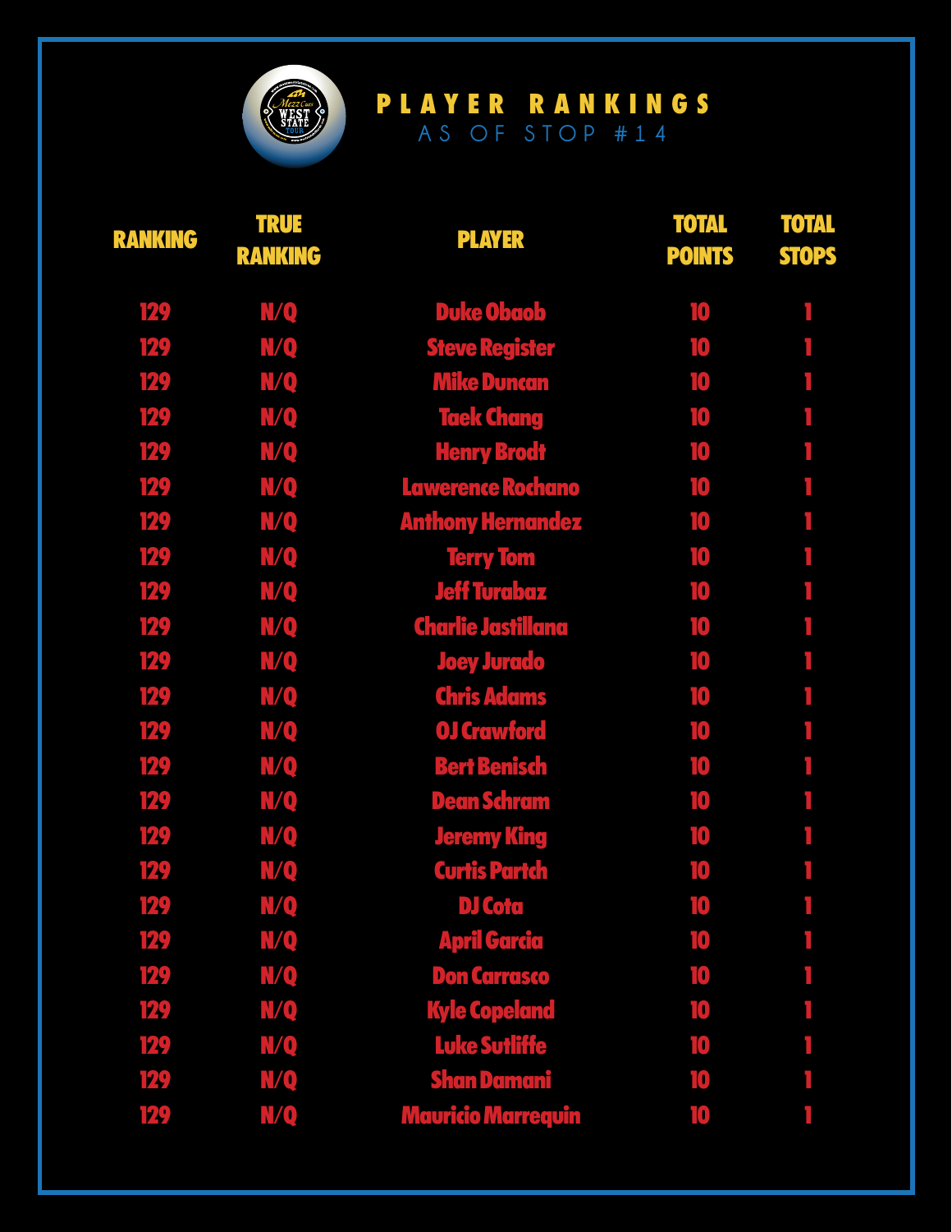# PLAYER RANKINGS

AS OF STOP #14

| RANKING | TRUE RANKING | PLAYER | TOTAL POINTS | TOTAL STOPS |
|---|---|---|---|---|
| 129 | N/Q | Duke Obaob | 10 | 1 |
| 129 | N/Q | Steve Register | 10 | 1 |
| 129 | N/Q | Mike Duncan | 10 | 1 |
| 129 | N/Q | Taek Chang | 10 | 1 |
| 129 | N/Q | Henry Brodt | 10 | 1 |
| 129 | N/Q | Lawerence Rochano | 10 | 1 |
| 129 | N/Q | Anthony Hernandez | 10 | 1 |
| 129 | N/Q | Terry Tom | 10 | 1 |
| 129 | N/Q | Jeff Turabaz | 10 | 1 |
| 129 | N/Q | Charlie Jastillana | 10 | 1 |
| 129 | N/Q | Joey Jurado | 10 | 1 |
| 129 | N/Q | Chris Adams | 10 | 1 |
| 129 | N/Q | OJ Crawford | 10 | 1 |
| 129 | N/Q | Bert Benisch | 10 | 1 |
| 129 | N/Q | Dean Schram | 10 | 1 |
| 129 | N/Q | Jeremy King | 10 | 1 |
| 129 | N/Q | Curtis Partch | 10 | 1 |
| 129 | N/Q | DJ Cota | 10 | 1 |
| 129 | N/Q | April Garcia | 10 | 1 |
| 129 | N/Q | Don Carrasco | 10 | 1 |
| 129 | N/Q | Kyle Copeland | 10 | 1 |
| 129 | N/Q | Luke Sutliffe | 10 | 1 |
| 129 | N/Q | Shan Damani | 10 | 1 |
| 129 | N/Q | Mauricio Marrequin | 10 | 1 |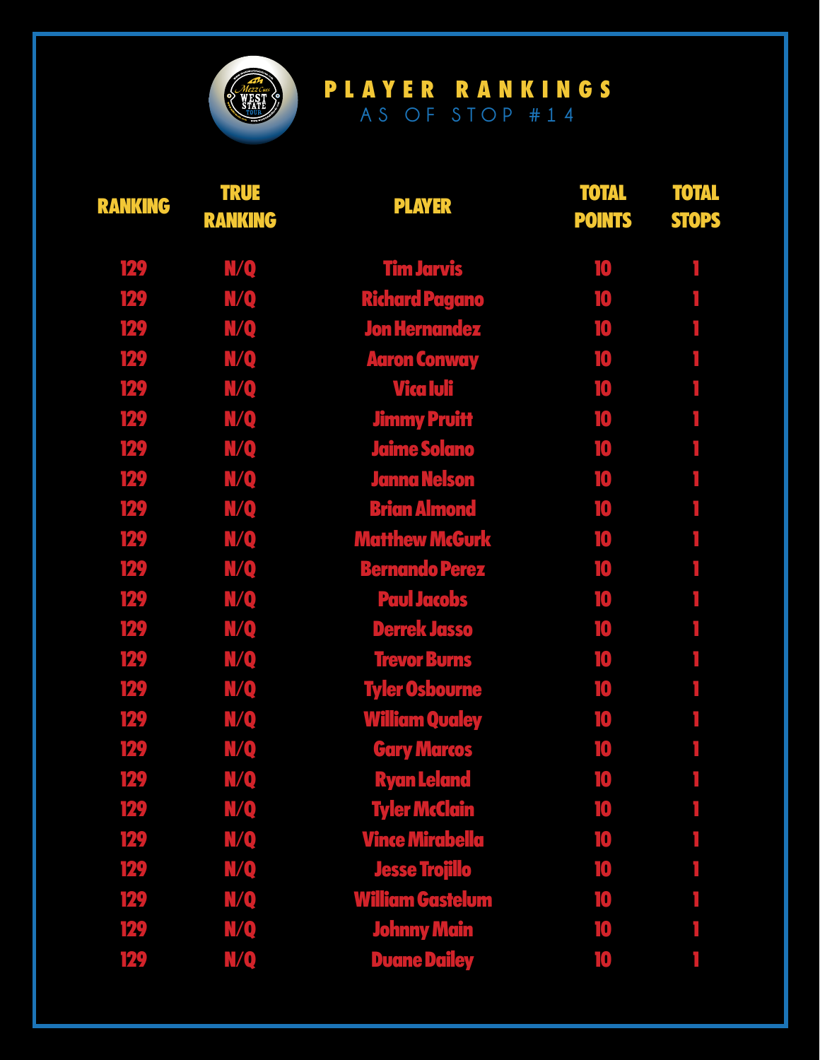# PLAYER RANKINGS

## AS OF STOP #14

| RANKING | TRUE RANKING | PLAYER | TOTAL POINTS | TOTAL STOPS |
|---|---|---|---|---|
| 129 | N/Q | Tim Jarvis | 10 | 1 |
| 129 | N/Q | Richard Pagano | 10 | 1 |
| 129 | N/Q | Jon Hernandez | 10 | 1 |
| 129 | N/Q | Aaron Conway | 10 | 1 |
| 129 | N/Q | Vica Iuli | 10 | 1 |
| 129 | N/Q | Jimmy Pruitt | 10 | 1 |
| 129 | N/Q | Jaime Solano | 10 | 1 |
| 129 | N/Q | Janna Nelson | 10 | 1 |
| 129 | N/Q | Brian Almond | 10 | 1 |
| 129 | N/Q | Matthew McGurk | 10 | 1 |
| 129 | N/Q | Bernando Perez | 10 | 1 |
| 129 | N/Q | Paul Jacobs | 10 | 1 |
| 129 | N/Q | Derrek Jasso | 10 | 1 |
| 129 | N/Q | Trevor Burns | 10 | 1 |
| 129 | N/Q | Tyler Osbourne | 10 | 1 |
| 129 | N/Q | William Qualey | 10 | 1 |
| 129 | N/Q | Gary Marcos | 10 | 1 |
| 129 | N/Q | Ryan Leland | 10 | 1 |
| 129 | N/Q | Tyler McClain | 10 | 1 |
| 129 | N/Q | Vince Mirabella | 10 | 1 |
| 129 | N/Q | Jesse Trojillo | 10 | 1 |
| 129 | N/Q | William Gastelum | 10 | 1 |
| 129 | N/Q | Johnny Main | 10 | 1 |
| 129 | N/Q | Duane Dailey | 10 | 1 |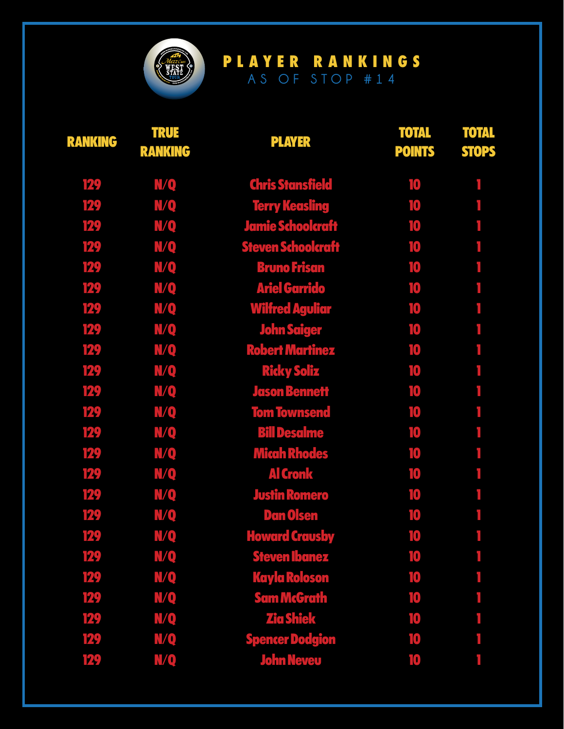# PLAYER RANKINGS

## AS OF STOP #14

| RANKING | TRUE RANKING | PLAYER | TOTAL POINTS | TOTAL STOPS |
|---|---|---|---|---|
| 129 | N/Q | Chris Stansfield | 10 | 1 |
| 129 | N/Q | Terry Keasling | 10 | 1 |
| 129 | N/Q | Jamie Schoolcraft | 10 | 1 |
| 129 | N/Q | Steven Schoolcraft | 10 | 1 |
| 129 | N/Q | Bruno Frisan | 10 | 1 |
| 129 | N/Q | Ariel Garrido | 10 | 1 |
| 129 | N/Q | Wilfred Aguliar | 10 | 1 |
| 129 | N/Q | John Saiger | 10 | 1 |
| 129 | N/Q | Robert Martinez | 10 | 1 |
| 129 | N/Q | Ricky Soliz | 10 | 1 |
| 129 | N/Q | Jason Bennett | 10 | 1 |
| 129 | N/Q | Tom Townsend | 10 | 1 |
| 129 | N/Q | Bill Desalme | 10 | 1 |
| 129 | N/Q | Micah Rhodes | 10 | 1 |
| 129 | N/Q | Al Cronk | 10 | 1 |
| 129 | N/Q | Justin Romero | 10 | 1 |
| 129 | N/Q | Dan Olsen | 10 | 1 |
| 129 | N/Q | Howard Crausby | 10 | 1 |
| 129 | N/Q | Steven Ibanez | 10 | 1 |
| 129 | N/Q | Kayla Roloson | 10 | 1 |
| 129 | N/Q | Sam McGrath | 10 | 1 |
| 129 | N/Q | Zia Shiek | 10 | 1 |
| 129 | N/Q | Spencer Dodgion | 10 | 1 |
| 129 | N/Q | John Neveu | 10 | 1 |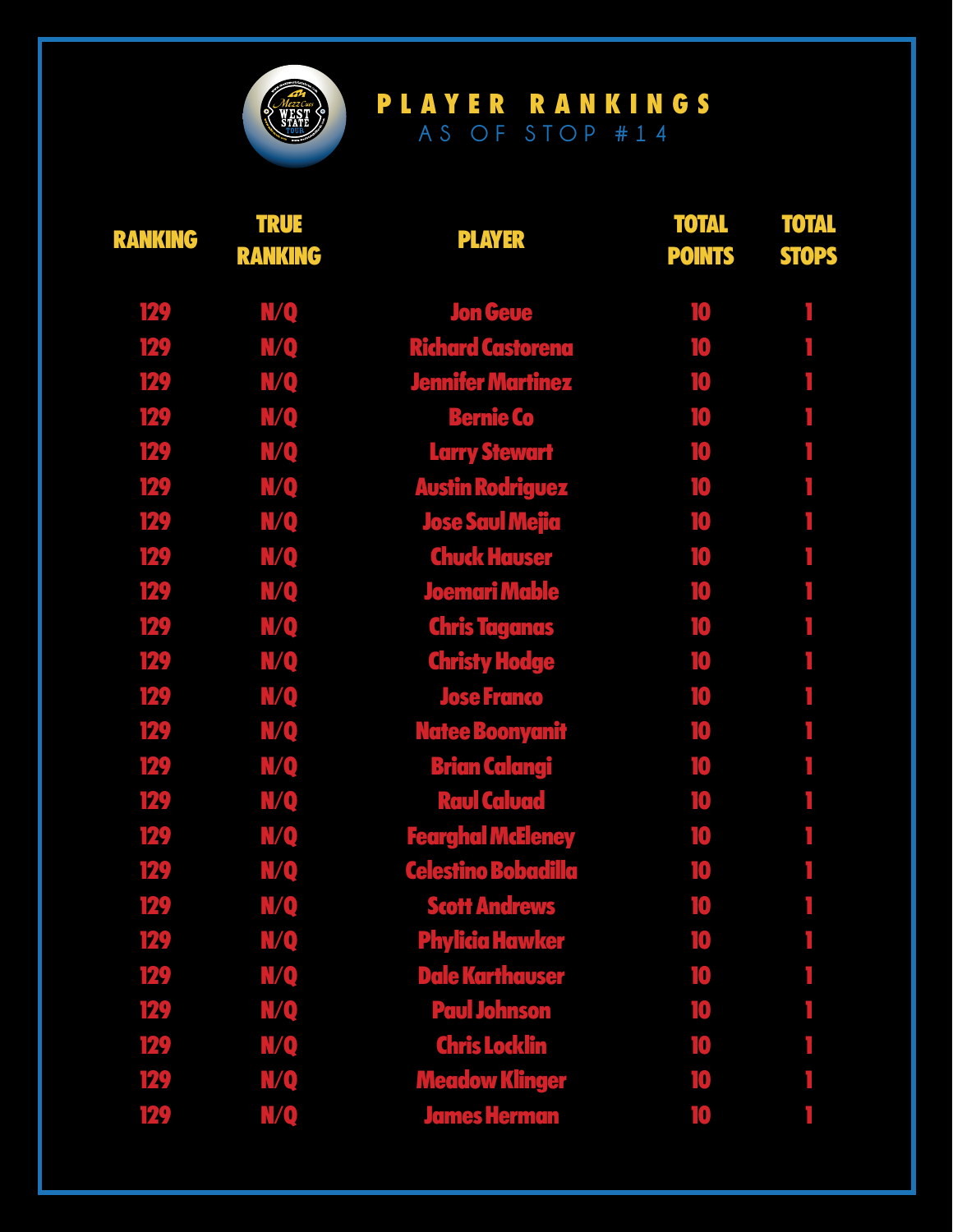# PLAYER RANKINGS

## AS OF STOP #14

| RANKING | TRUE RANKING | PLAYER | TOTAL POINTS | TOTAL STOPS |
|---|---|---|---|---|
| 129 | N/Q | Jon Geue | 10 | 1 |
| 129 | N/Q | Richard Castorena | 10 | 1 |
| 129 | N/Q | Jennifer Martinez | 10 | 1 |
| 129 | N/Q | Bernie Co | 10 | 1 |
| 129 | N/Q | Larry Stewart | 10 | 1 |
| 129 | N/Q | Austin Rodriguez | 10 | 1 |
| 129 | N/Q | Jose Saul Mejia | 10 | 1 |
| 129 | N/Q | Chuck Hauser | 10 | 1 |
| 129 | N/Q | Joemari Mable | 10 | 1 |
| 129 | N/Q | Chris Taganas | 10 | 1 |
| 129 | N/Q | Christy Hodge | 10 | 1 |
| 129 | N/Q | Jose Franco | 10 | 1 |
| 129 | N/Q | Natee Boonyanit | 10 | 1 |
| 129 | N/Q | Brian Calangi | 10 | 1 |
| 129 | N/Q | Raul Caluad | 10 | 1 |
| 129 | N/Q | Fearghal McEleney | 10 | 1 |
| 129 | N/Q | Celestino Bobadilla | 10 | 1 |
| 129 | N/Q | Scott Andrews | 10 | 1 |
| 129 | N/Q | Phylicia Hawker | 10 | 1 |
| 129 | N/Q | Dale Karthauser | 10 | 1 |
| 129 | N/Q | Paul Johnson | 10 | 1 |
| 129 | N/Q | Chris Locklin | 10 | 1 |
| 129 | N/Q | Meadow Klinger | 10 | 1 |
| 129 | N/Q | James Herman | 10 | 1 |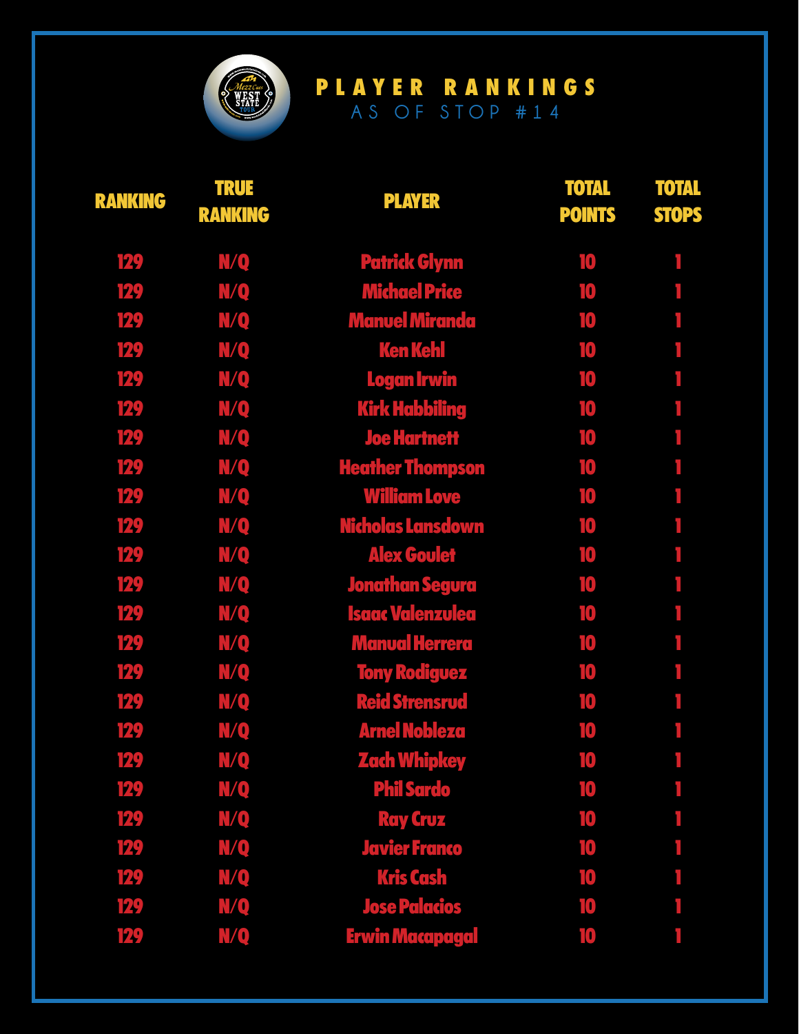# PLAYER RANKINGS

## AS OF STOP #14

| RANKING | TRUE RANKING | PLAYER | TOTAL POINTS | TOTAL STOPS |
|---|---|---|---|---|
| 129 | N/Q | Patrick Glynn | 10 | 1 |
| 129 | N/Q | Michael Price | 10 | 1 |
| 129 | N/Q | Manuel Miranda | 10 | 1 |
| 129 | N/Q | Ken Kehl | 10 | 1 |
| 129 | N/Q | Logan Irwin | 10 | 1 |
| 129 | N/Q | Kirk Habbiling | 10 | 1 |
| 129 | N/Q | Joe Hartnett | 10 | 1 |
| 129 | N/Q | Heather Thompson | 10 | 1 |
| 129 | N/Q | William Love | 10 | 1 |
| 129 | N/Q | Nicholas Lansdown | 10 | 1 |
| 129 | N/Q | Alex Goulet | 10 | 1 |
| 129 | N/Q | Jonathan Segura | 10 | 1 |
| 129 | N/Q | Isaac Valenzulea | 10 | 1 |
| 129 | N/Q | Manual Herrera | 10 | 1 |
| 129 | N/Q | Tony Rodiguez | 10 | 1 |
| 129 | N/Q | Reid Strensrud | 10 | 1 |
| 129 | N/Q | Arnel Nobleza | 10 | 1 |
| 129 | N/Q | Zach Whipkey | 10 | 1 |
| 129 | N/Q | Phil Sardo | 10 | 1 |
| 129 | N/Q | Ray Cruz | 10 | 1 |
| 129 | N/Q | Javier Franco | 10 | 1 |
| 129 | N/Q | Kris Cash | 10 | 1 |
| 129 | N/Q | Jose Palacios | 10 | 1 |
| 129 | N/Q | Erwin Macapagal | 10 | 1 |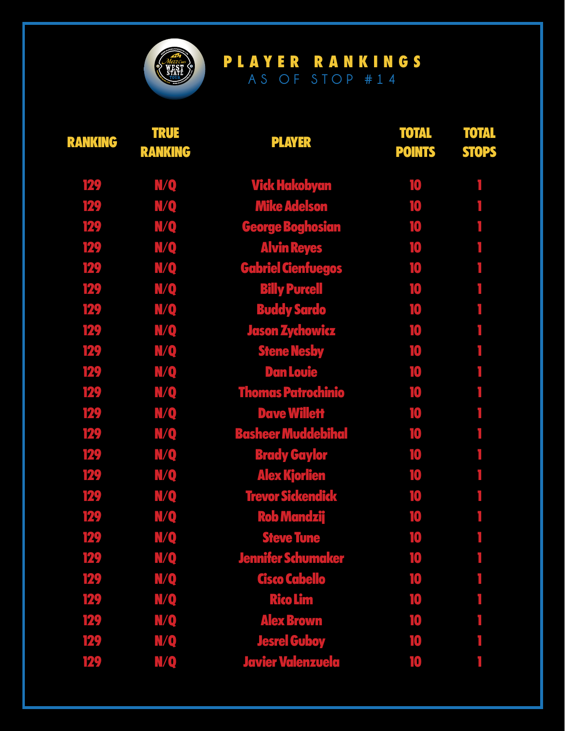# PLAYER RANKINGS

## AS OF STOP #14

| RANKING | TRUE RANKING | PLAYER | TOTAL POINTS | TOTAL STOPS |
|---|---|---|---|---|
| 129 | N/Q | Vick Hakobyan | 10 | 1 |
| 129 | N/Q | Mike Adelson | 10 | 1 |
| 129 | N/Q | George Boghosian | 10 | 1 |
| 129 | N/Q | Alvin Reyes | 10 | 1 |
| 129 | N/Q | Gabriel Cienfuegos | 10 | 1 |
| 129 | N/Q | Billy Purcell | 10 | 1 |
| 129 | N/Q | Buddy Sardo | 10 | 1 |
| 129 | N/Q | Jason Zychowicz | 10 | 1 |
| 129 | N/Q | Stene Nesby | 10 | 1 |
| 129 | N/Q | Dan Louie | 10 | 1 |
| 129 | N/Q | Thomas Patrochinio | 10 | 1 |
| 129 | N/Q | Dave Willett | 10 | 1 |
| 129 | N/Q | Basheer Muddebihal | 10 | 1 |
| 129 | N/Q | Brady Gaylor | 10 | 1 |
| 129 | N/Q | Alex Kjorlien | 10 | 1 |
| 129 | N/Q | Trevor Sickendick | 10 | 1 |
| 129 | N/Q | Rob Mandzij | 10 | 1 |
| 129 | N/Q | Steve Tune | 10 | 1 |
| 129 | N/Q | Jennifer Schumaker | 10 | 1 |
| 129 | N/Q | Cisco Cabello | 10 | 1 |
| 129 | N/Q | Rico Lim | 10 | 1 |
| 129 | N/Q | Alex Brown | 10 | 1 |
| 129 | N/Q | Jesrel Guboy | 10 | 1 |
| 129 | N/Q | Javier Valenzuela | 10 | 1 |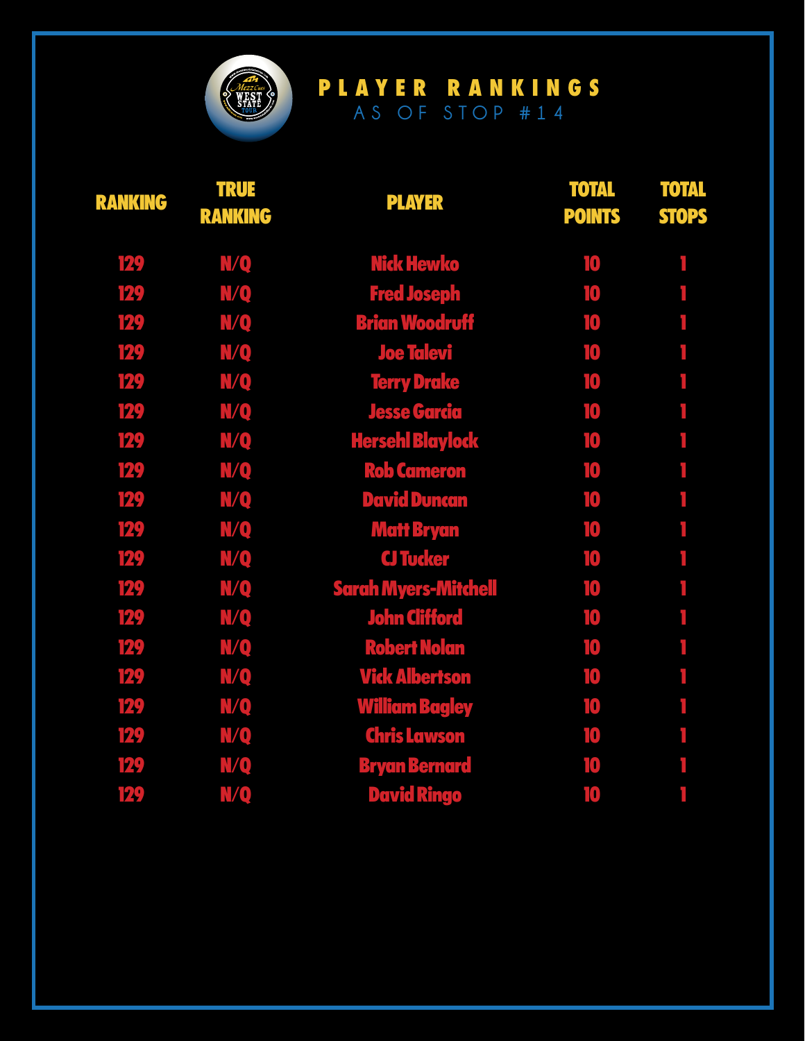# PLAYER RANKINGS

AS OF STOP #14

| RANKING | TRUE RANKING | PLAYER | TOTAL POINTS | TOTAL STOPS |
|---|---|---|---|---|
| 129 | N/Q | Nick Hewko | 10 | 1 |
| 129 | N/Q | Fred Joseph | 10 | 1 |
| 129 | N/Q | Brian Woodruff | 10 | 1 |
| 129 | N/Q | Joe Talevi | 10 | 1 |
| 129 | N/Q | Terry Drake | 10 | 1 |
| 129 | N/Q | Jesse Garcia | 10 | 1 |
| 129 | N/Q | Hersehl Blaylock | 10 | 1 |
| 129 | N/Q | Rob Cameron | 10 | 1 |
| 129 | N/Q | David Duncan | 10 | 1 |
| 129 | N/Q | Matt Bryan | 10 | 1 |
| 129 | N/Q | CJ Tucker | 10 | 1 |
| 129 | N/Q | Sarah Myers-Mitchell | 10 | 1 |
| 129 | N/Q | John Clifford | 10 | 1 |
| 129 | N/Q | Robert Nolan | 10 | 1 |
| 129 | N/Q | Vick Albertson | 10 | 1 |
| 129 | N/Q | William Bagley | 10 | 1 |
| 129 | N/Q | Chris Lawson | 10 | 1 |
| 129 | N/Q | Bryan Bernard | 10 | 1 |
| 129 | N/Q | David Ringo | 10 | 1 |